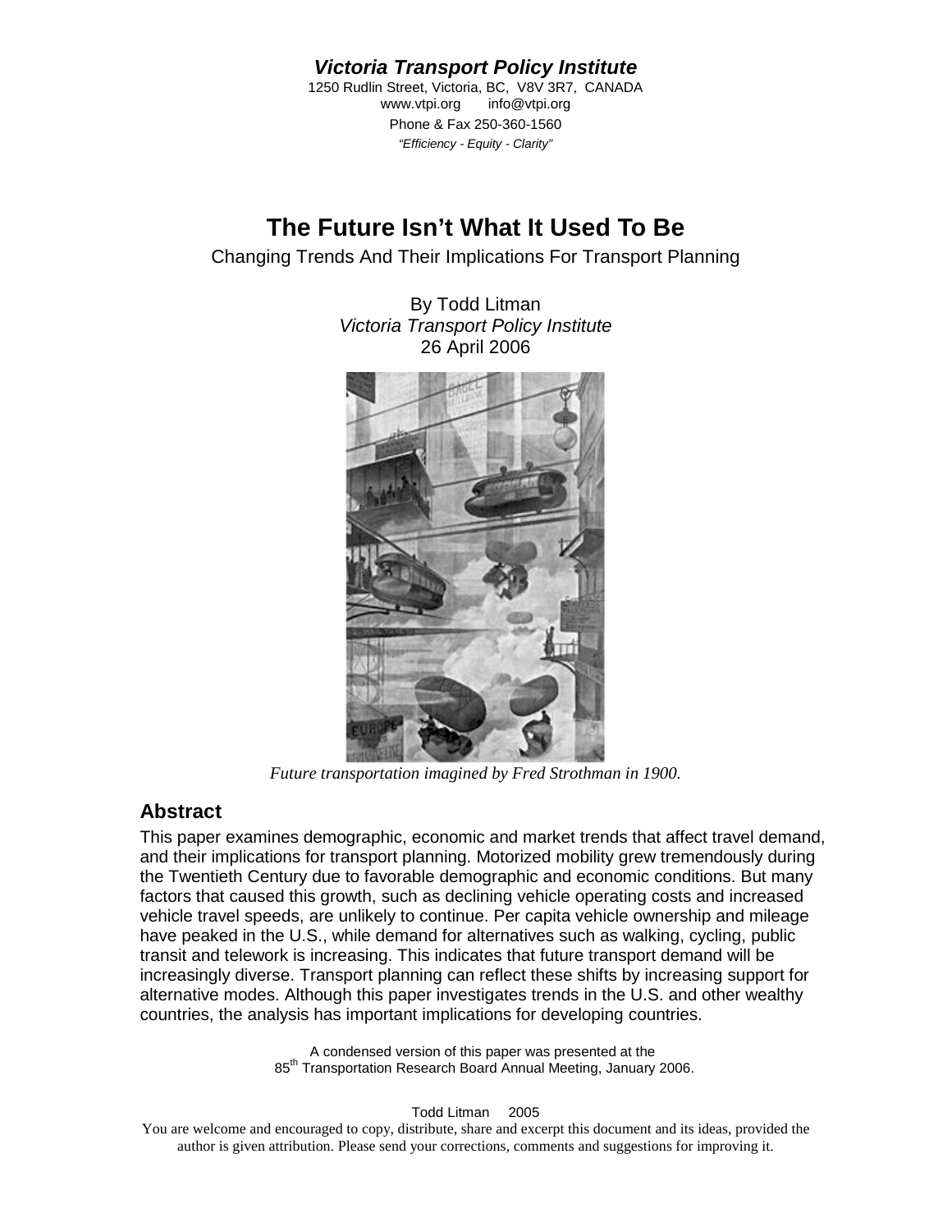***Victoria Transport Policy Institute***

1250 Rudlin Street, Victoria, BC, V8V 3R7, CANADA
www.vtpi.org info@vtpi.org
Phone & Fax 250-360-1560
*"Efficiency - Equity - Clarity"*

# The Future Isn't What It Used To Be

Changing Trends And Their Implications For Transport Planning

By Todd Litman
*Victoria Transport Policy Institute*
26 April 2006

*Future transportation imagined by Fred Strothman in 1900.*

## Abstract

This paper examines demographic, economic and market trends that affect travel demand, and their implications for transport planning. Motorized mobility grew tremendously during the Twentieth Century due to favorable demographic and economic conditions. But many factors that caused this growth, such as declining vehicle operating costs and increased vehicle travel speeds, are unlikely to continue. Per capita vehicle ownership and mileage have peaked in the U.S., while demand for alternatives such as walking, cycling, public transit and telework is increasing. This indicates that future transport demand will be increasingly diverse. Transport planning can reflect these shifts by increasing support for alternative modes. Although this paper investigates trends in the U.S. and other wealthy countries, the analysis has important implications for developing countries.

A condensed version of this paper was presented at the 85th Transportation Research Board Annual Meeting, January 2006.

Todd Litman 2005

You are welcome and encouraged to copy, distribute, share and excerpt this document and its ideas, provided the author is given attribution. Please send your corrections, comments and suggestions for improving it.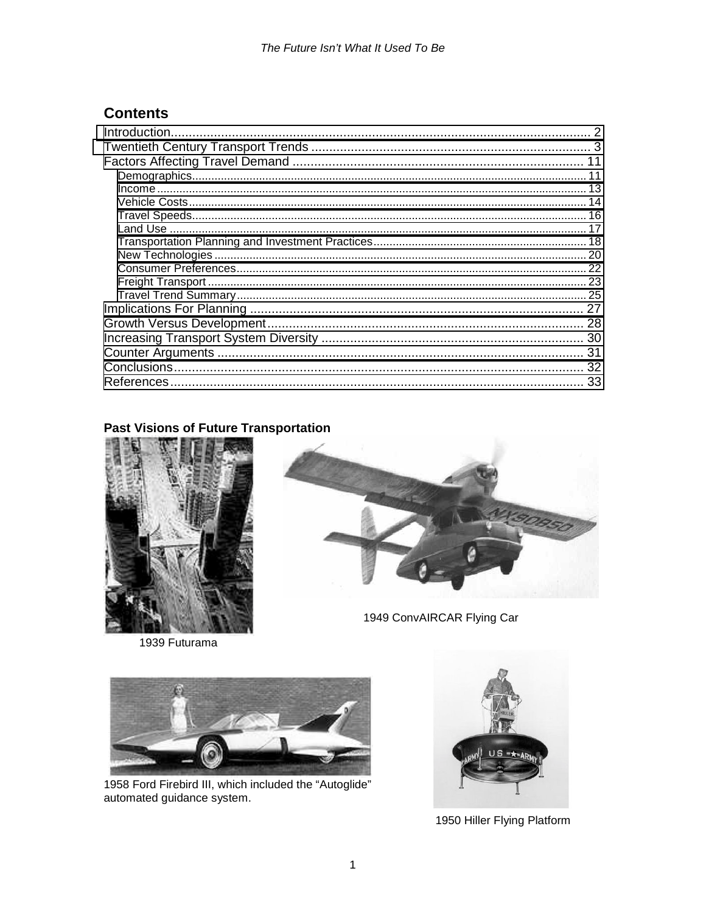## Contents

| | |
|---|---|
| Introduction | 2 |
| Twentieth Century Transport Trends | 3 |
| Factors Affecting Travel Demand | 11 |
| Demographics | 11 |
| Income | 13 |
| Vehicle Costs | 14 |
| Travel Speeds | 16 |
| Land Use | 17 |
| Transportation Planning and Investment Practices | 18 |
| New Technologies | 20 |
| Consumer Preferences | 22 |
| Freight Transport | 23 |
| Travel Trend Summary | 25 |
| Implications For Planning | 27 |
| Growth Versus Development | 28 |
| Increasing Transport System Diversity | 30 |
| Counter Arguments | 31 |
| Conclusions | 32 |
| References | 33 |

**Past Visions of Future Transportation**

1939 Futurama

1949 ConvAIRCAR Flying Car

1958 Ford Firebird III, which included the "Autoglide" automated guidance system.

1950 Hiller Flying Platform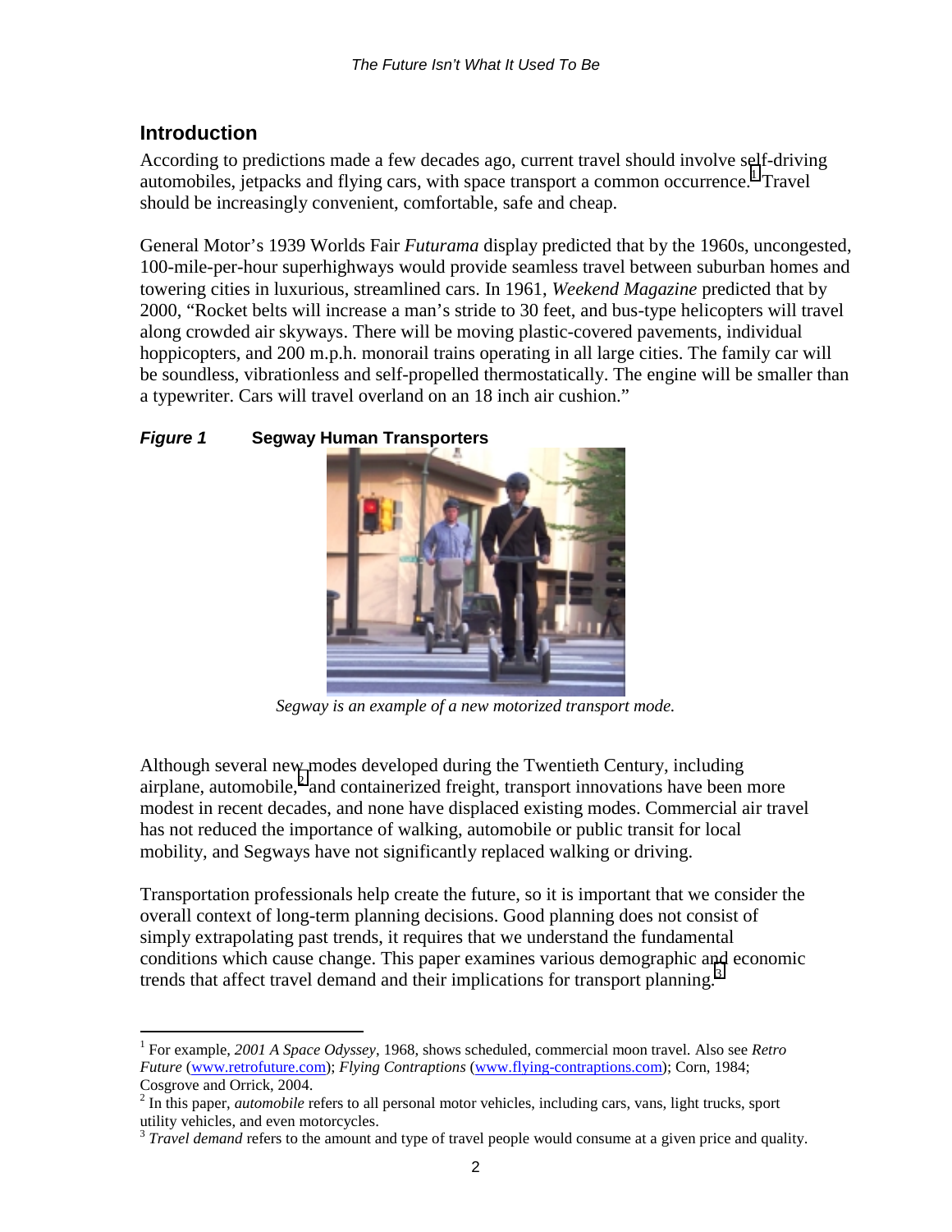## Introduction

According to predictions made a few decades ago, current travel should involve self-driving automobiles, jetpacks and flying cars, with space transport a common occurrence.[1] Travel should be increasingly convenient, comfortable, safe and cheap.

General Motor's 1939 Worlds Fair *Futurama* display predicted that by the 1960s, uncongested, 100-mile-per-hour superhighways would provide seamless travel between suburban homes and towering cities in luxurious, streamlined cars. In 1961, *Weekend Magazine* predicted that by 2000, "Rocket belts will increase a man's stride to 30 feet, and bus-type helicopters will travel along crowded air skyways. There will be moving plastic-covered pavements, individual hoppicopters, and 200 m.p.h. monorail trains operating in all large cities. The family car will be soundless, vibrationless and self-propelled thermostatically. The engine will be smaller than a typewriter. Cars will travel overland on an 18 inch air cushion."

***Figure 1*** **Segway Human Transporters**

*Segway is an example of a new motorized transport mode.*

Although several new modes developed during the Twentieth Century, including airplane, automobile,[2] and containerized freight, transport innovations have been more modest in recent decades, and none have displaced existing modes. Commercial air travel has not reduced the importance of walking, automobile or public transit for local mobility, and Segways have not significantly replaced walking or driving.

Transportation professionals help create the future, so it is important that we consider the overall context of long-term planning decisions. Good planning does not consist of simply extrapolating past trends, it requires that we understand the fundamental conditions which cause change. This paper examines various demographic and economic trends that affect travel demand and their implications for transport planning.[3]

---

[1] For example, *2001 A Space Odyssey*, 1968, shows scheduled, commercial moon travel. Also see *Retro Future* (www.retrofuture.com); *Flying Contraptions* (www.flying-contraptions.com); Corn, 1984; Cosgrove and Orrick, 2004.

[2] In this paper, *automobile* refers to all personal motor vehicles, including cars, vans, light trucks, sport utility vehicles, and even motorcycles.

[3] *Travel demand* refers to the amount and type of travel people would consume at a given price and quality.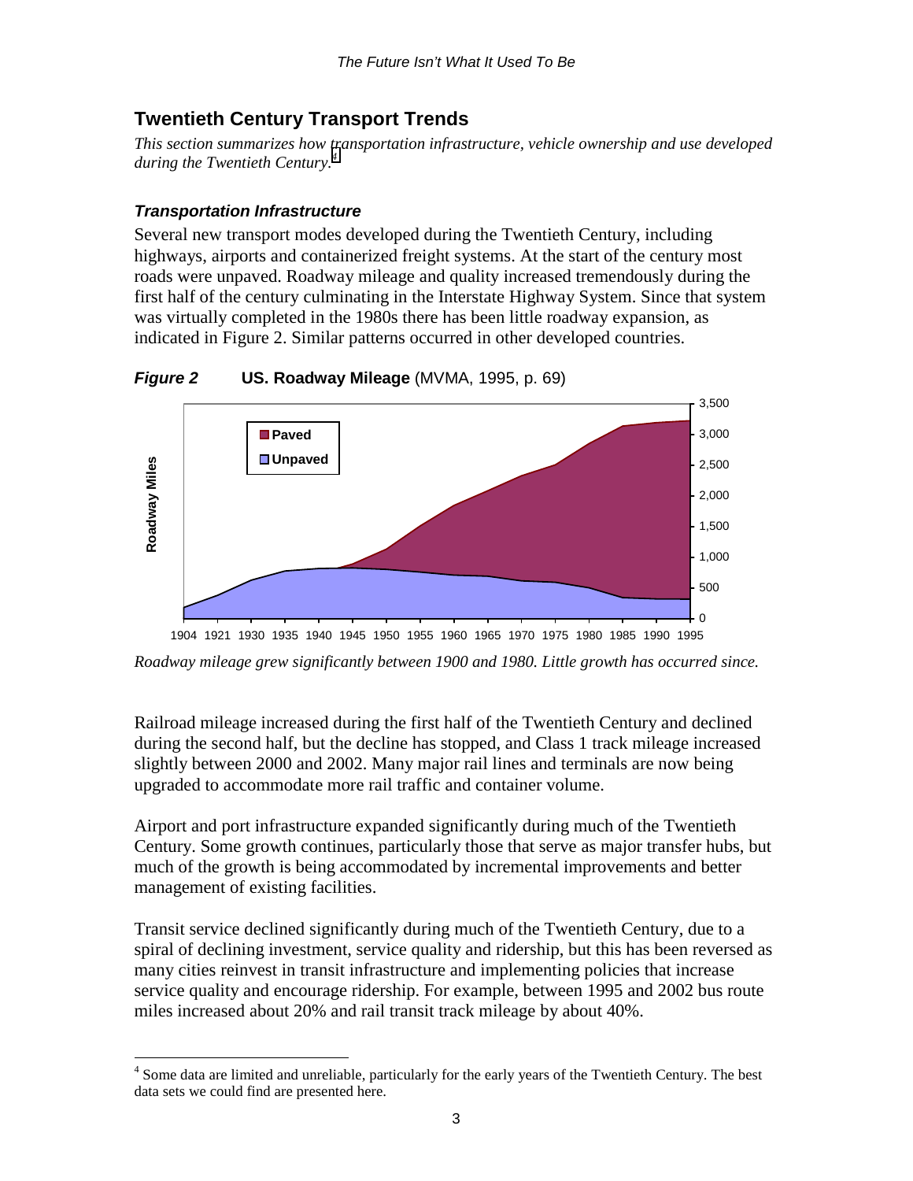## Twentieth Century Transport Trends

*This section summarizes how transportation infrastructure, vehicle ownership and use developed during the Twentieth Century.*[4]

### *Transportation Infrastructure*

Several new transport modes developed during the Twentieth Century, including highways, airports and containerized freight systems. At the start of the century most roads were unpaved. Roadway mileage and quality increased tremendously during the first half of the century culminating in the Interstate Highway System. Since that system was virtually completed in the 1980s there has been little roadway expansion, as indicated in Figure 2. Similar patterns occurred in other developed countries.

***Figure 2*** **US. Roadway Mileage** (MVMA, 1995, p. 69)

*Roadway mileage grew significantly between 1900 and 1980. Little growth has occurred since.*

Railroad mileage increased during the first half of the Twentieth Century and declined during the second half, but the decline has stopped, and Class 1 track mileage increased slightly between 2000 and 2002. Many major rail lines and terminals are now being upgraded to accommodate more rail traffic and container volume.

Airport and port infrastructure expanded significantly during much of the Twentieth Century. Some growth continues, particularly those that serve as major transfer hubs, but much of the growth is being accommodated by incremental improvements and better management of existing facilities.

Transit service declined significantly during much of the Twentieth Century, due to a spiral of declining investment, service quality and ridership, but this has been reversed as many cities reinvest in transit infrastructure and implementing policies that increase service quality and encourage ridership. For example, between 1995 and 2002 bus route miles increased about 20% and rail transit track mileage by about 40%.

---

[4] Some data are limited and unreliable, particularly for the early years of the Twentieth Century. The best data sets we could find are presented here.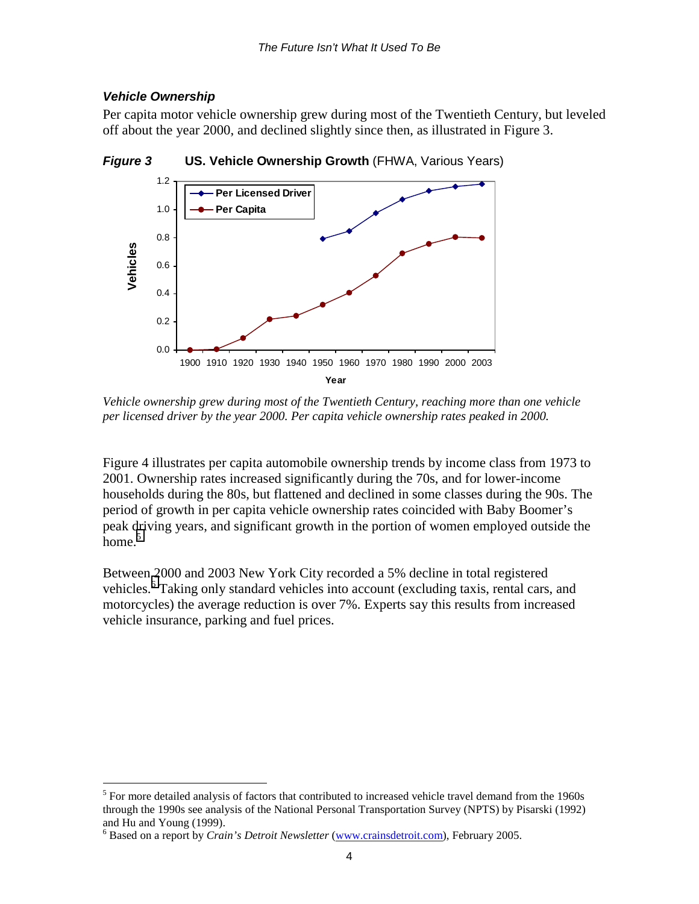### *Vehicle Ownership*

Per capita motor vehicle ownership grew during most of the Twentieth Century, but leveled off about the year 2000, and declined slightly since then, as illustrated in Figure 3.

***Figure 3*** **US. Vehicle Ownership Growth** (FHWA, Various Years)

*Vehicle ownership grew during most of the Twentieth Century, reaching more than one vehicle per licensed driver by the year 2000. Per capita vehicle ownership rates peaked in 2000.*

Figure 4 illustrates per capita automobile ownership trends by income class from 1973 to 2001. Ownership rates increased significantly during the 70s, and for lower-income households during the 80s, but flattened and declined in some classes during the 90s. The period of growth in per capita vehicle ownership rates coincided with Baby Boomer's peak driving years, and significant growth in the portion of women employed outside the home.[5]

Between 2000 and 2003 New York City recorded a 5% decline in total registered vehicles.[6] Taking only standard vehicles into account (excluding taxis, rental cars, and motorcycles) the average reduction is over 7%. Experts say this results from increased vehicle insurance, parking and fuel prices.

---

[5] For more detailed analysis of factors that contributed to increased vehicle travel demand from the 1960s through the 1990s see analysis of the National Personal Transportation Survey (NPTS) by Pisarski (1992) and Hu and Young (1999).

[6] Based on a report by *Crain's Detroit Newsletter* (www.crainsdetroit.com), February 2005.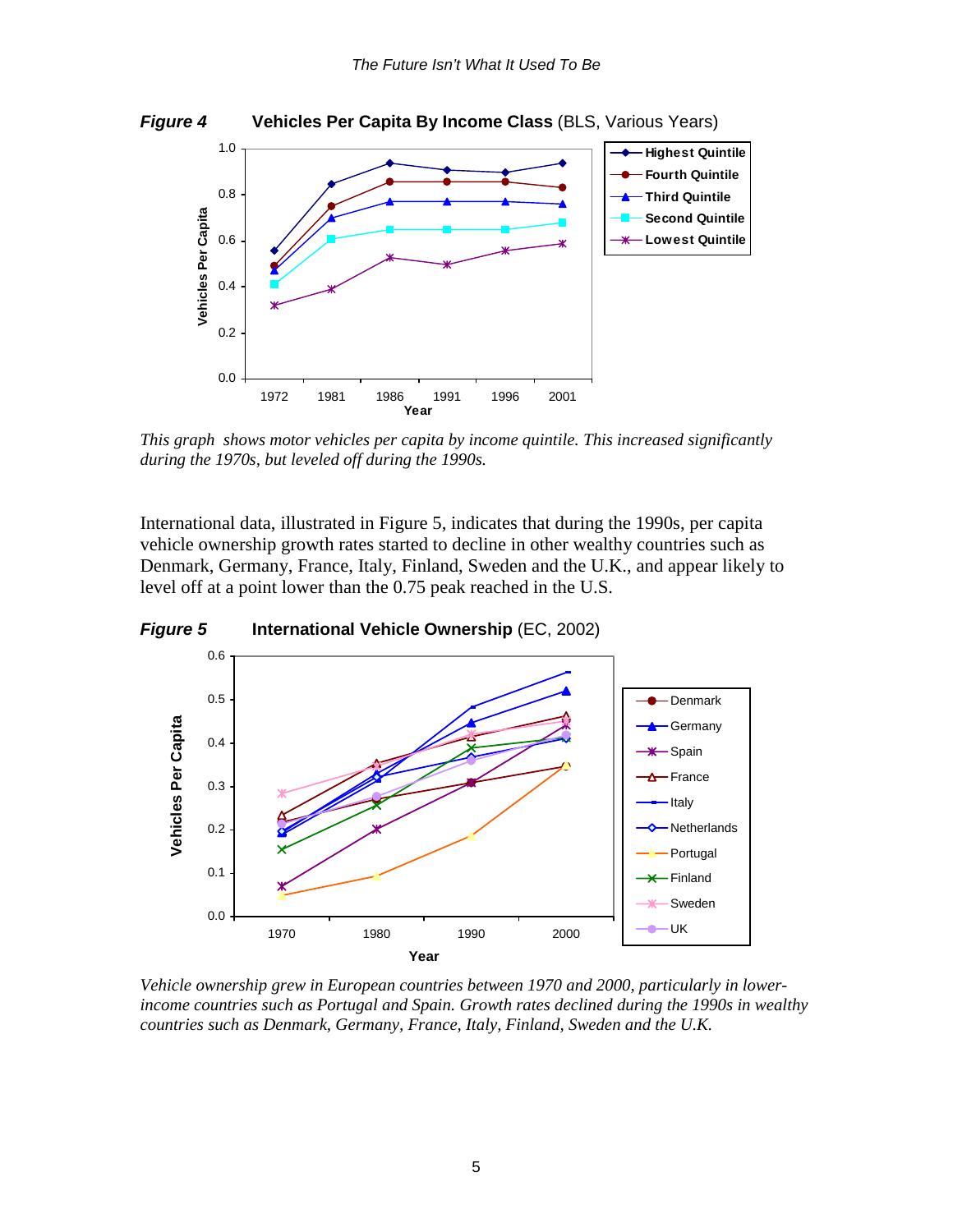***Figure 4*** **Vehicles Per Capita By Income Class** (BLS, Various Years)

*This graph shows motor vehicles per capita by income quintile. This increased significantly during the 1970s, but leveled off during the 1990s.*

International data, illustrated in Figure 5, indicates that during the 1990s, per capita vehicle ownership growth rates started to decline in other wealthy countries such as Denmark, Germany, France, Italy, Finland, Sweden and the U.K., and appear likely to level off at a point lower than the 0.75 peak reached in the U.S.

***Figure 5*** **International Vehicle Ownership** (EC, 2002)

*Vehicle ownership grew in European countries between 1970 and 2000, particularly in lower-income countries such as Portugal and Spain. Growth rates declined during the 1990s in wealthy countries such as Denmark, Germany, France, Italy, Finland, Sweden and the U.K.*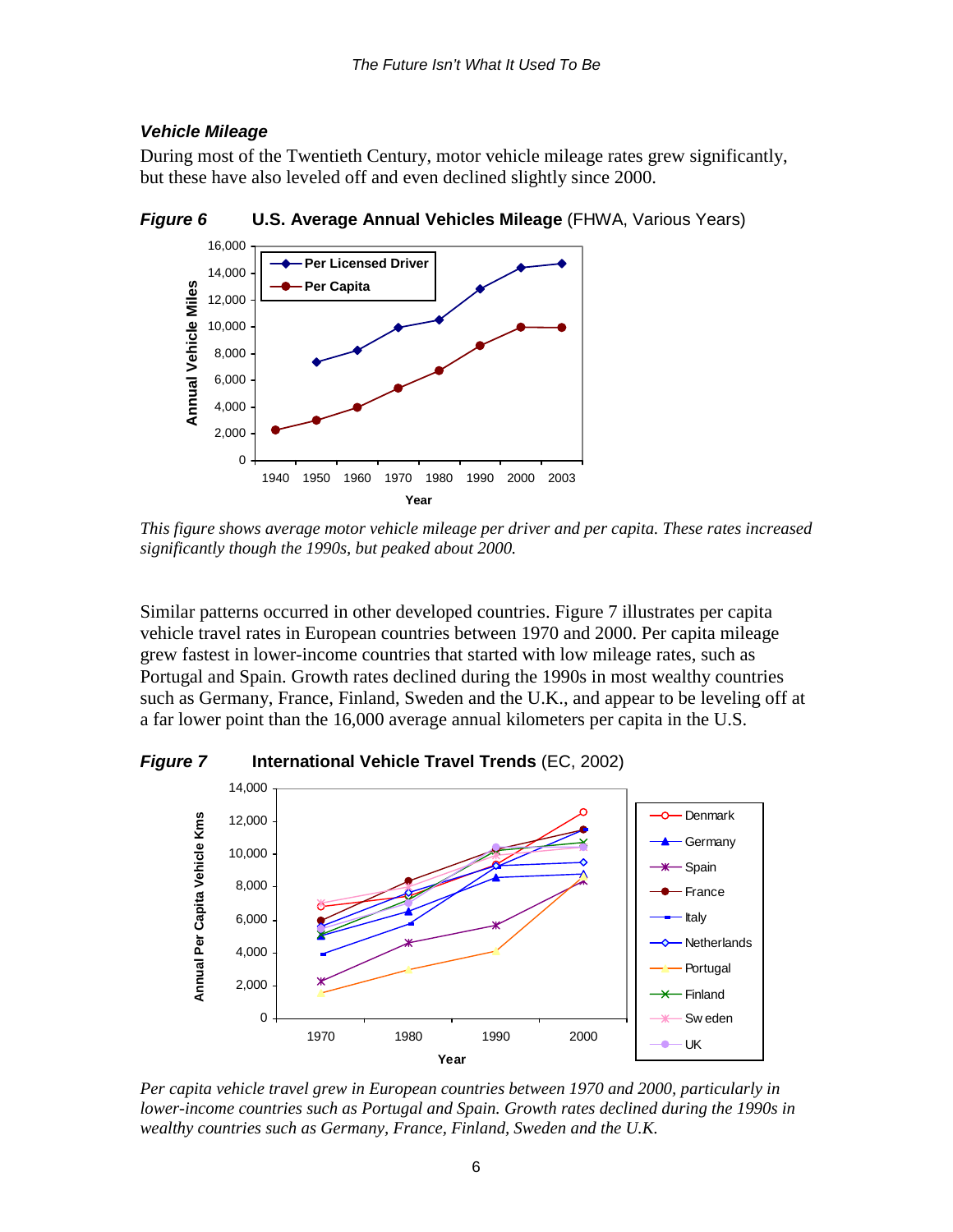### *Vehicle Mileage*

During most of the Twentieth Century, motor vehicle mileage rates grew significantly, but these have also leveled off and even declined slightly since 2000.

***Figure 6*** **U.S. Average Annual Vehicles Mileage** (FHWA, Various Years)

*This figure shows average motor vehicle mileage per driver and per capita. These rates increased significantly though the 1990s, but peaked about 2000.*

Similar patterns occurred in other developed countries. Figure 7 illustrates per capita vehicle travel rates in European countries between 1970 and 2000. Per capita mileage grew fastest in lower-income countries that started with low mileage rates, such as Portugal and Spain. Growth rates declined during the 1990s in most wealthy countries such as Germany, France, Finland, Sweden and the U.K., and appear to be leveling off at a far lower point than the 16,000 average annual kilometers per capita in the U.S.

***Figure 7*** **International Vehicle Travel Trends** (EC, 2002)

*Per capita vehicle travel grew in European countries between 1970 and 2000, particularly in lower-income countries such as Portugal and Spain. Growth rates declined during the 1990s in wealthy countries such as Germany, France, Finland, Sweden and the U.K.*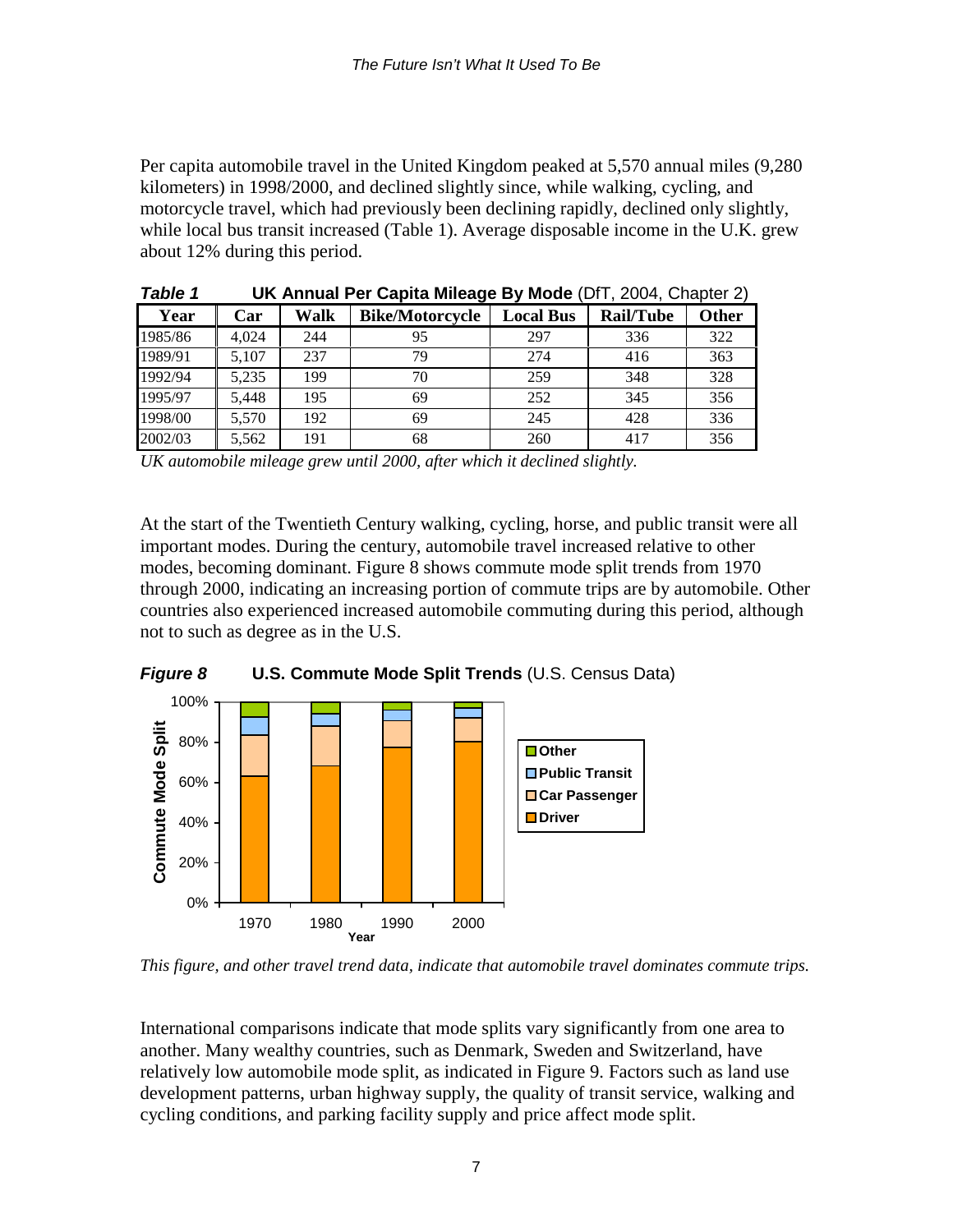Per capita automobile travel in the United Kingdom peaked at 5,570 annual miles (9,280 kilometers) in 1998/2000, and declined slightly since, while walking, cycling, and motorcycle travel, which had previously been declining rapidly, declined only slightly, while local bus transit increased (Table 1). Average disposable income in the U.K. grew about 12% during this period.

***Table 1*** **UK Annual Per Capita Mileage By Mode** (DfT, 2004, Chapter 2)

| Year | Car | Walk | Bike/Motorcycle | Local Bus | Rail/Tube | Other |
|---|---|---|---|---|---|---|
| 1985/86 | 4,024 | 244 | 95 | 297 | 336 | 322 |
| 1989/91 | 5,107 | 237 | 79 | 274 | 416 | 363 |
| 1992/94 | 5,235 | 199 | 70 | 259 | 348 | 328 |
| 1995/97 | 5,448 | 195 | 69 | 252 | 345 | 356 |
| 1998/00 | 5,570 | 192 | 69 | 245 | 428 | 336 |
| 2002/03 | 5,562 | 191 | 68 | 260 | 417 | 356 |

*UK automobile mileage grew until 2000, after which it declined slightly.*

At the start of the Twentieth Century walking, cycling, horse, and public transit were all important modes. During the century, automobile travel increased relative to other modes, becoming dominant. Figure 8 shows commute mode split trends from 1970 through 2000, indicating an increasing portion of commute trips are by automobile. Other countries also experienced increased automobile commuting during this period, although not to such as degree as in the U.S.

***Figure 8*** **U.S. Commute Mode Split Trends** (U.S. Census Data)

*This figure, and other travel trend data, indicate that automobile travel dominates commute trips.*

International comparisons indicate that mode splits vary significantly from one area to another. Many wealthy countries, such as Denmark, Sweden and Switzerland, have relatively low automobile mode split, as indicated in Figure 9. Factors such as land use development patterns, urban highway supply, the quality of transit service, walking and cycling conditions, and parking facility supply and price affect mode split.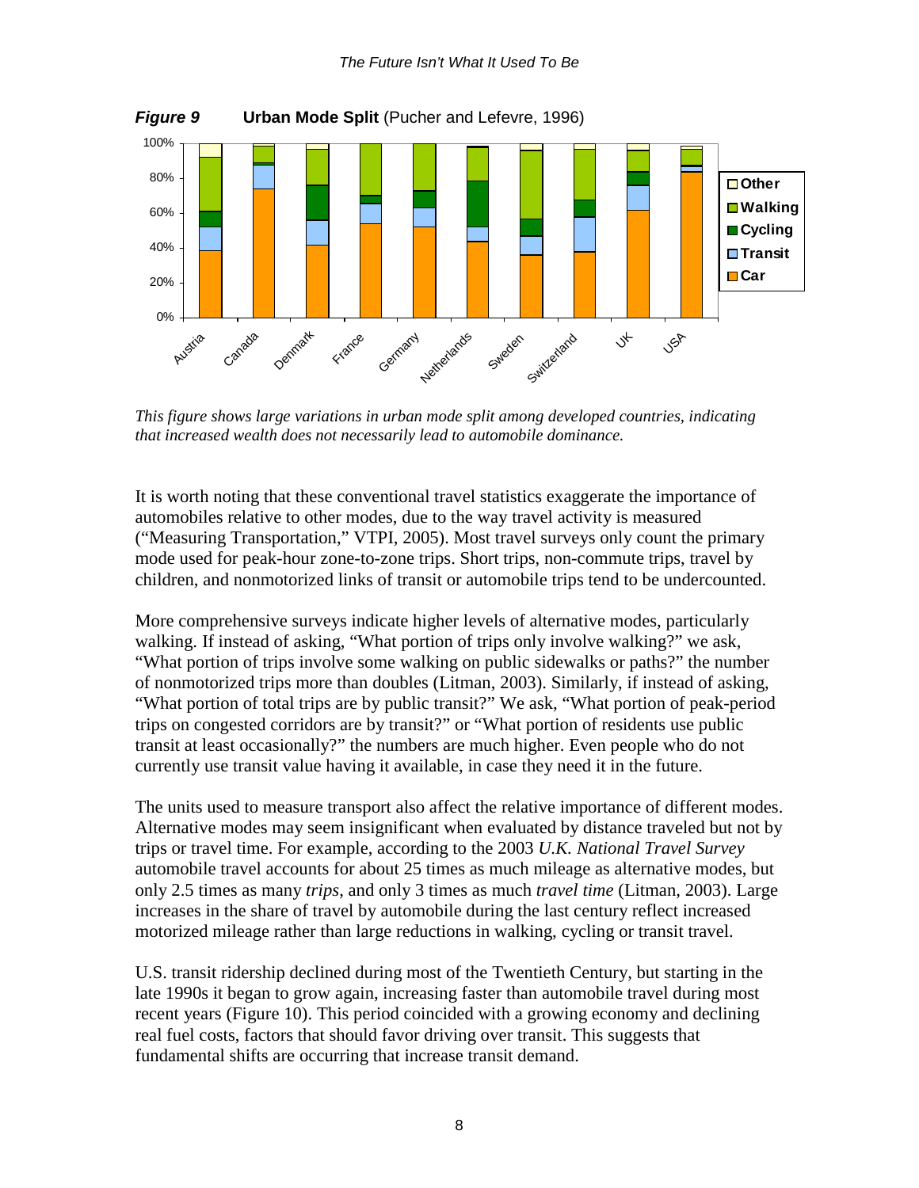***Figure 9*** **Urban Mode Split** (Pucher and Lefevre, 1996)

*This figure shows large variations in urban mode split among developed countries, indicating that increased wealth does not necessarily lead to automobile dominance.*

It is worth noting that these conventional travel statistics exaggerate the importance of automobiles relative to other modes, due to the way travel activity is measured ("Measuring Transportation," VTPI, 2005). Most travel surveys only count the primary mode used for peak-hour zone-to-zone trips. Short trips, non-commute trips, travel by children, and nonmotorized links of transit or automobile trips tend to be undercounted.

More comprehensive surveys indicate higher levels of alternative modes, particularly walking. If instead of asking, "What portion of trips only involve walking?" we ask, "What portion of trips involve some walking on public sidewalks or paths?" the number of nonmotorized trips more than doubles (Litman, 2003). Similarly, if instead of asking, "What portion of total trips are by public transit?" We ask, "What portion of peak-period trips on congested corridors are by transit?" or "What portion of residents use public transit at least occasionally?" the numbers are much higher. Even people who do not currently use transit value having it available, in case they need it in the future.

The units used to measure transport also affect the relative importance of different modes. Alternative modes may seem insignificant when evaluated by distance traveled but not by trips or travel time. For example, according to the 2003 *U.K. National Travel Survey* automobile travel accounts for about 25 times as much mileage as alternative modes, but only 2.5 times as many *trips*, and only 3 times as much *travel time* (Litman, 2003). Large increases in the share of travel by automobile during the last century reflect increased motorized mileage rather than large reductions in walking, cycling or transit travel.

U.S. transit ridership declined during most of the Twentieth Century, but starting in the late 1990s it began to grow again, increasing faster than automobile travel during most recent years (Figure 10). This period coincided with a growing economy and declining real fuel costs, factors that should favor driving over transit. This suggests that fundamental shifts are occurring that increase transit demand.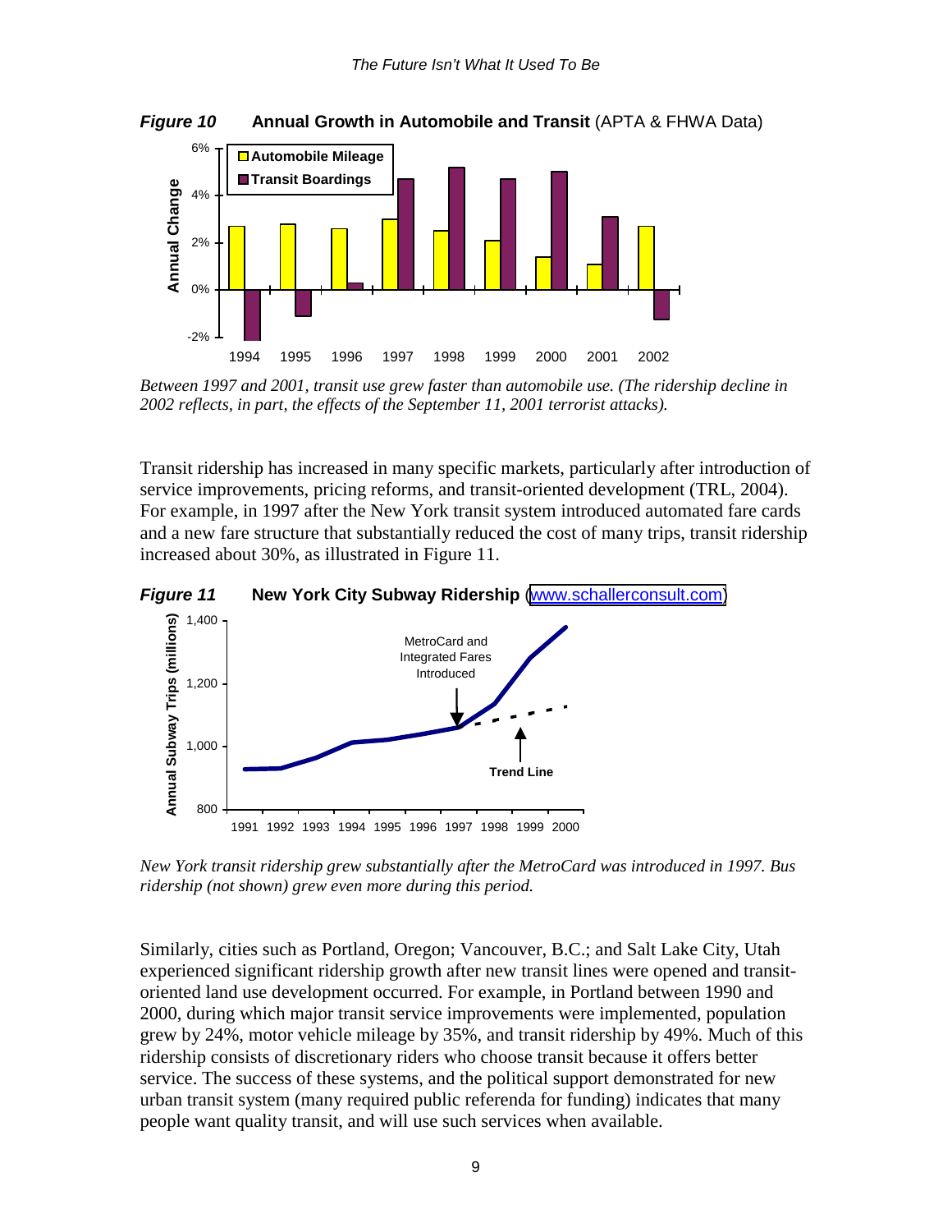***Figure 10*** **Annual Growth in Automobile and Transit** (APTA & FHWA Data)

*Between 1997 and 2001, transit use grew faster than automobile use. (The ridership decline in 2002 reflects, in part, the effects of the September 11, 2001 terrorist attacks).*

Transit ridership has increased in many specific markets, particularly after introduction of service improvements, pricing reforms, and transit-oriented development (TRL, 2004). For example, in 1997 after the New York transit system introduced automated fare cards and a new fare structure that substantially reduced the cost of many trips, transit ridership increased about 30%, as illustrated in Figure 11.

***Figure 11*** **New York City Subway Ridership** (www.schallerconsult.com)

*New York transit ridership grew substantially after the MetroCard was introduced in 1997. Bus ridership (not shown) grew even more during this period.*

Similarly, cities such as Portland, Oregon; Vancouver, B.C.; and Salt Lake City, Utah experienced significant ridership growth after new transit lines were opened and transit-oriented land use development occurred. For example, in Portland between 1990 and 2000, during which major transit service improvements were implemented, population grew by 24%, motor vehicle mileage by 35%, and transit ridership by 49%. Much of this ridership consists of discretionary riders who choose transit because it offers better service. The success of these systems, and the political support demonstrated for new urban transit system (many required public referenda for funding) indicates that many people want quality transit, and will use such services when available.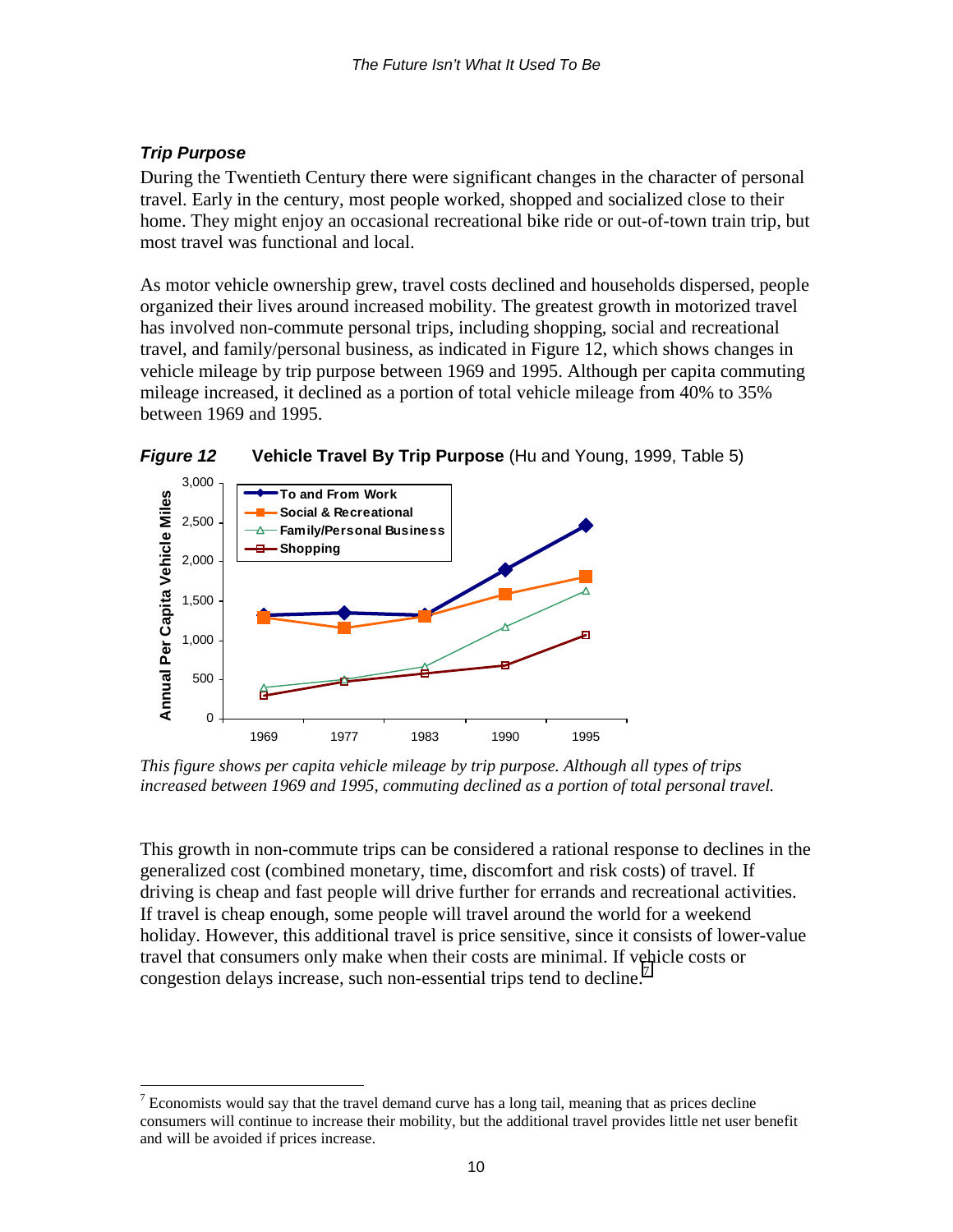### *Trip Purpose*

During the Twentieth Century there were significant changes in the character of personal travel. Early in the century, most people worked, shopped and socialized close to their home. They might enjoy an occasional recreational bike ride or out-of-town train trip, but most travel was functional and local.

As motor vehicle ownership grew, travel costs declined and households dispersed, people organized their lives around increased mobility. The greatest growth in motorized travel has involved non-commute personal trips, including shopping, social and recreational travel, and family/personal business, as indicated in Figure 12, which shows changes in vehicle mileage by trip purpose between 1969 and 1995. Although per capita commuting mileage increased, it declined as a portion of total vehicle mileage from 40% to 35% between 1969 and 1995.

***Figure 12*** **Vehicle Travel By Trip Purpose** (Hu and Young, 1999, Table 5)

*This figure shows per capita vehicle mileage by trip purpose. Although all types of trips increased between 1969 and 1995, commuting declined as a portion of total personal travel.*

This growth in non-commute trips can be considered a rational response to declines in the generalized cost (combined monetary, time, discomfort and risk costs) of travel. If driving is cheap and fast people will drive further for errands and recreational activities. If travel is cheap enough, some people will travel around the world for a weekend holiday. However, this additional travel is price sensitive, since it consists of lower-value travel that consumers only make when their costs are minimal. If vehicle costs or congestion delays increase, such non-essential trips tend to decline.[7]

[7] Economists would say that the travel demand curve has a long tail, meaning that as prices decline consumers will continue to increase their mobility, but the additional travel provides little net user benefit and will be avoided if prices increase.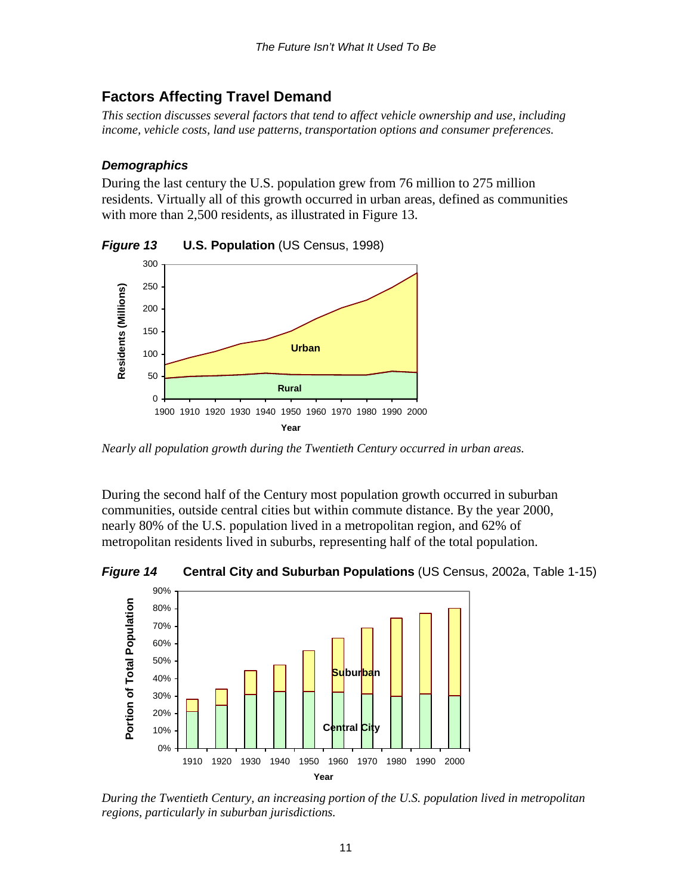## Factors Affecting Travel Demand

*This section discusses several factors that tend to affect vehicle ownership and use, including income, vehicle costs, land use patterns, transportation options and consumer preferences.*

### *Demographics*

During the last century the U.S. population grew from 76 million to 275 million residents. Virtually all of this growth occurred in urban areas, defined as communities with more than 2,500 residents, as illustrated in Figure 13.

***Figure 13*** **U.S. Population** (US Census, 1998)

*Nearly all population growth during the Twentieth Century occurred in urban areas.*

During the second half of the Century most population growth occurred in suburban communities, outside central cities but within commute distance. By the year 2000, nearly 80% of the U.S. population lived in a metropolitan region, and 62% of metropolitan residents lived in suburbs, representing half of the total population.

***Figure 14*** **Central City and Suburban Populations** (US Census, 2002a, Table 1-15)

*During the Twentieth Century, an increasing portion of the U.S. population lived in metropolitan regions, particularly in suburban jurisdictions.*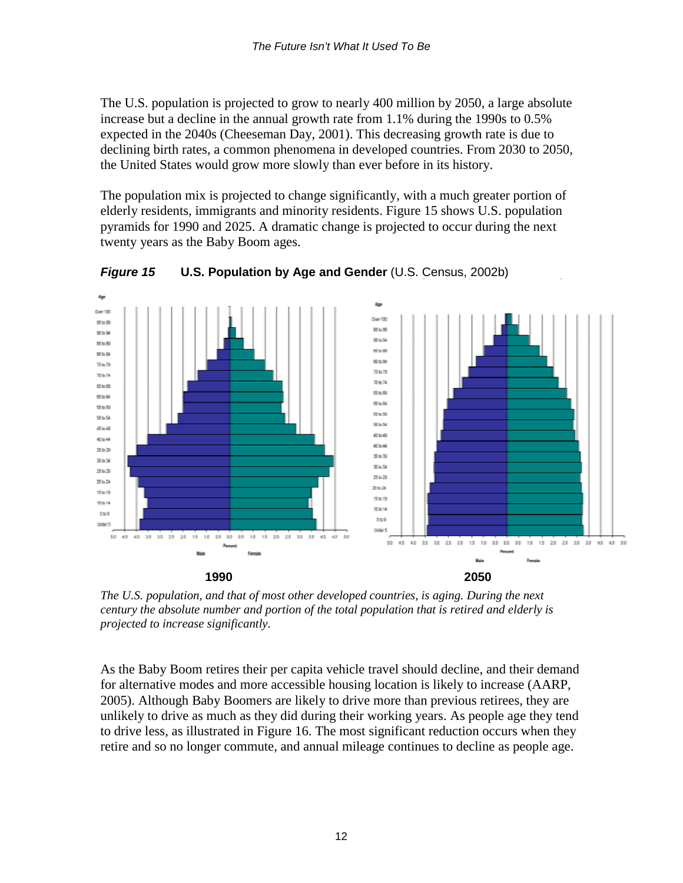The U.S. population is projected to grow to nearly 400 million by 2050, a large absolute increase but a decline in the annual growth rate from 1.1% during the 1990s to 0.5% expected in the 2040s (Cheeseman Day, 2001). This decreasing growth rate is due to declining birth rates, a common phenomena in developed countries. From 2030 to 2050, the United States would grow more slowly than ever before in its history.

The population mix is projected to change significantly, with a much greater portion of elderly residents, immigrants and minority residents. Figure 15 shows U.S. population pyramids for 1990 and 2025. A dramatic change is projected to occur during the next twenty years as the Baby Boom ages.

***Figure 15*** **U.S. Population by Age and Gender** (U.S. Census, 2002b)

**1990** **2050**

*The U.S. population, and that of most other developed countries, is aging. During the next century the absolute number and portion of the total population that is retired and elderly is projected to increase significantly.*

As the Baby Boom retires their per capita vehicle travel should decline, and their demand for alternative modes and more accessible housing location is likely to increase (AARP, 2005). Although Baby Boomers are likely to drive more than previous retirees, they are unlikely to drive as much as they did during their working years. As people age they tend to drive less, as illustrated in Figure 16. The most significant reduction occurs when they retire and so no longer commute, and annual mileage continues to decline as people age.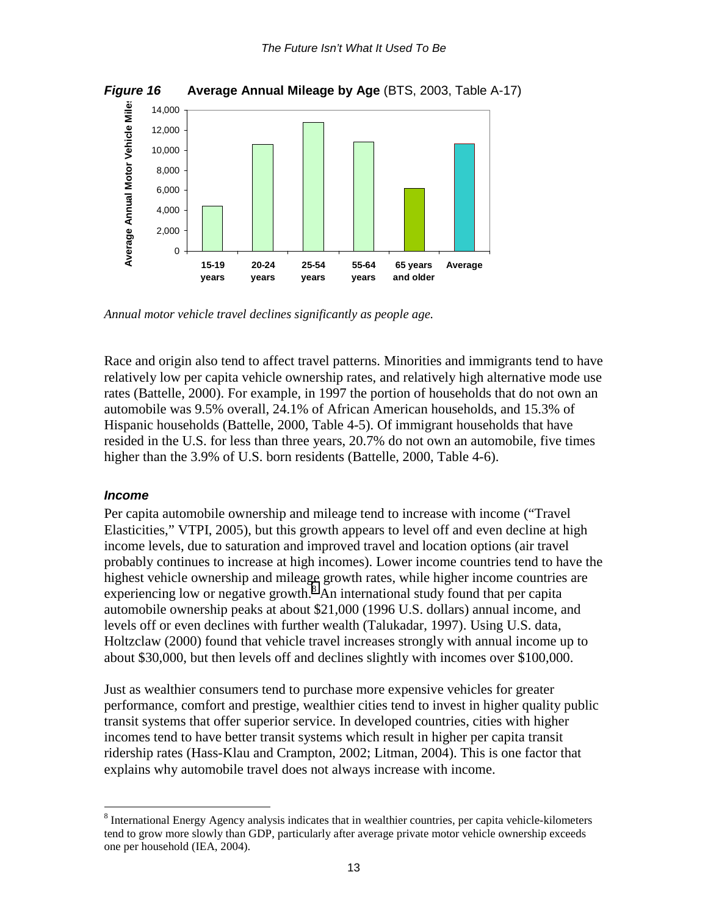***Figure 16*** **Average Annual Mileage by Age** (BTS, 2003, Table A-17)

*Annual motor vehicle travel declines significantly as people age.*

Race and origin also tend to affect travel patterns. Minorities and immigrants tend to have relatively low per capita vehicle ownership rates, and relatively high alternative mode use rates (Battelle, 2000). For example, in 1997 the portion of households that do not own an automobile was 9.5% overall, 24.1% of African American households, and 15.3% of Hispanic households (Battelle, 2000, Table 4-5). Of immigrant households that have resided in the U.S. for less than three years, 20.7% do not own an automobile, five times higher than the 3.9% of U.S. born residents (Battelle, 2000, Table 4-6).

### *Income*

Per capita automobile ownership and mileage tend to increase with income ("Travel Elasticities," VTPI, 2005), but this growth appears to level off and even decline at high income levels, due to saturation and improved travel and location options (air travel probably continues to increase at high incomes). Lower income countries tend to have the highest vehicle ownership and mileage growth rates, while higher income countries are experiencing low or negative growth.[8] An international study found that per capita automobile ownership peaks at about $21,000 (1996 U.S. dollars) annual income, and levels off or even declines with further wealth (Talukadar, 1997). Using U.S. data, Holtzclaw (2000) found that vehicle travel increases strongly with annual income up to about $30,000, but then levels off and declines slightly with incomes over $100,000.

Just as wealthier consumers tend to purchase more expensive vehicles for greater performance, comfort and prestige, wealthier cities tend to invest in higher quality public transit systems that offer superior service. In developed countries, cities with higher incomes tend to have better transit systems which result in higher per capita transit ridership rates (Hass-Klau and Crampton, 2002; Litman, 2004). This is one factor that explains why automobile travel does not always increase with income.

---

[8] International Energy Agency analysis indicates that in wealthier countries, per capita vehicle-kilometers tend to grow more slowly than GDP, particularly after average private motor vehicle ownership exceeds one per household (IEA, 2004).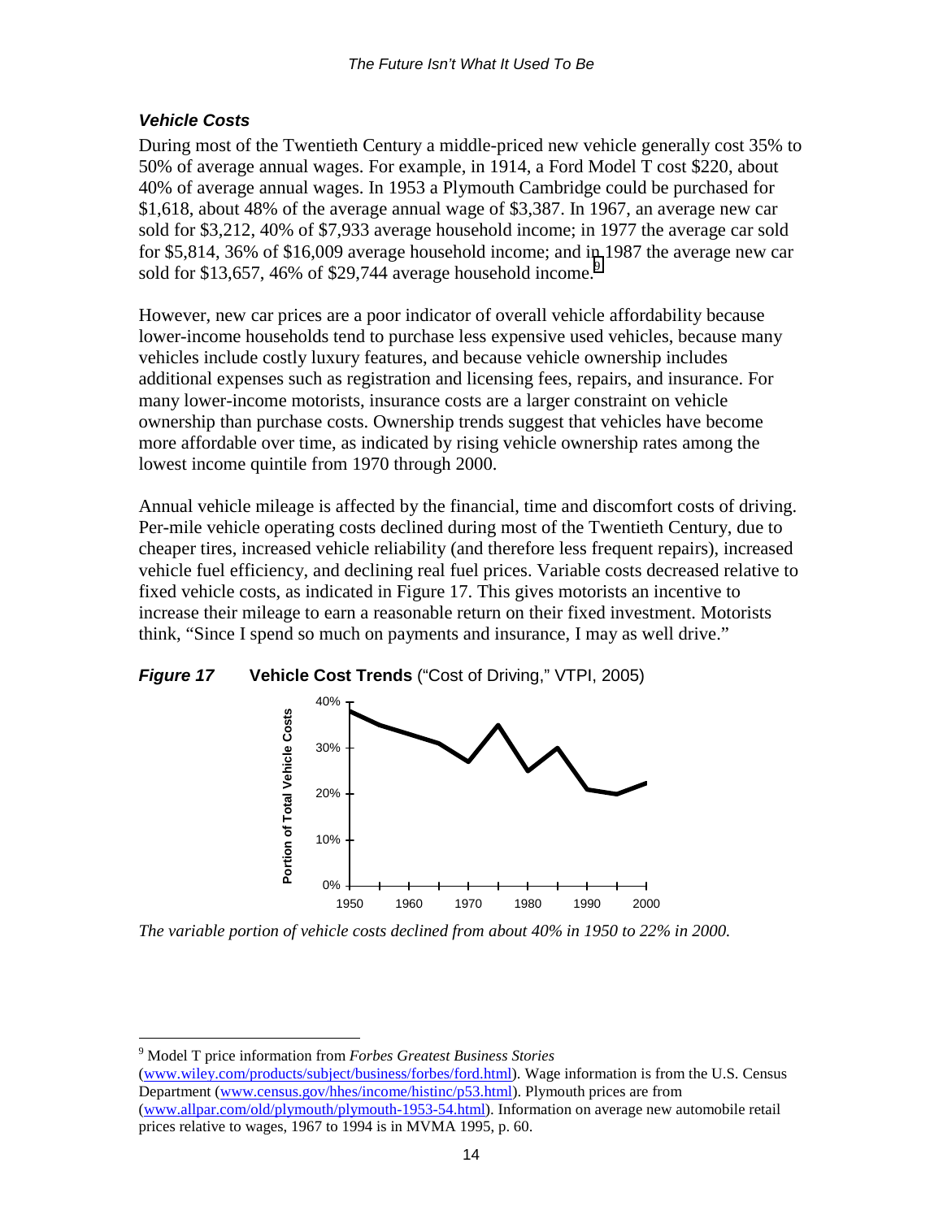### *Vehicle Costs*

During most of the Twentieth Century a middle-priced new vehicle generally cost 35% to 50% of average annual wages. For example, in 1914, a Ford Model T cost $220, about 40% of average annual wages. In 1953 a Plymouth Cambridge could be purchased for $1,618, about 48% of the average annual wage of $3,387. In 1967, an average new car sold for $3,212, 40% of $7,933 average household income; in 1977 the average car sold for $5,814, 36% of $16,009 average household income; and in 1987 the average new car sold for $13,657, 46% of $29,744 average household income.[9]

However, new car prices are a poor indicator of overall vehicle affordability because lower-income households tend to purchase less expensive used vehicles, because many vehicles include costly luxury features, and because vehicle ownership includes additional expenses such as registration and licensing fees, repairs, and insurance. For many lower-income motorists, insurance costs are a larger constraint on vehicle ownership than purchase costs. Ownership trends suggest that vehicles have become more affordable over time, as indicated by rising vehicle ownership rates among the lowest income quintile from 1970 through 2000.

Annual vehicle mileage is affected by the financial, time and discomfort costs of driving. Per-mile vehicle operating costs declined during most of the Twentieth Century, due to cheaper tires, increased vehicle reliability (and therefore less frequent repairs), increased vehicle fuel efficiency, and declining real fuel prices. Variable costs decreased relative to fixed vehicle costs, as indicated in Figure 17. This gives motorists an incentive to increase their mileage to earn a reasonable return on their fixed investment. Motorists think, "Since I spend so much on payments and insurance, I may as well drive."

***Figure 17*** **Vehicle Cost Trends** ("Cost of Driving," VTPI, 2005)

*The variable portion of vehicle costs declined from about 40% in 1950 to 22% in 2000.*

---

[9] Model T price information from *Forbes Greatest Business Stories* (www.wiley.com/products/subject/business/forbes/ford.html). Wage information is from the U.S. Census Department (www.census.gov/hhes/income/histinc/p53.html). Plymouth prices are from (www.allpar.com/old/plymouth/plymouth-1953-54.html). Information on average new automobile retail prices relative to wages, 1967 to 1994 is in MVMA 1995, p. 60.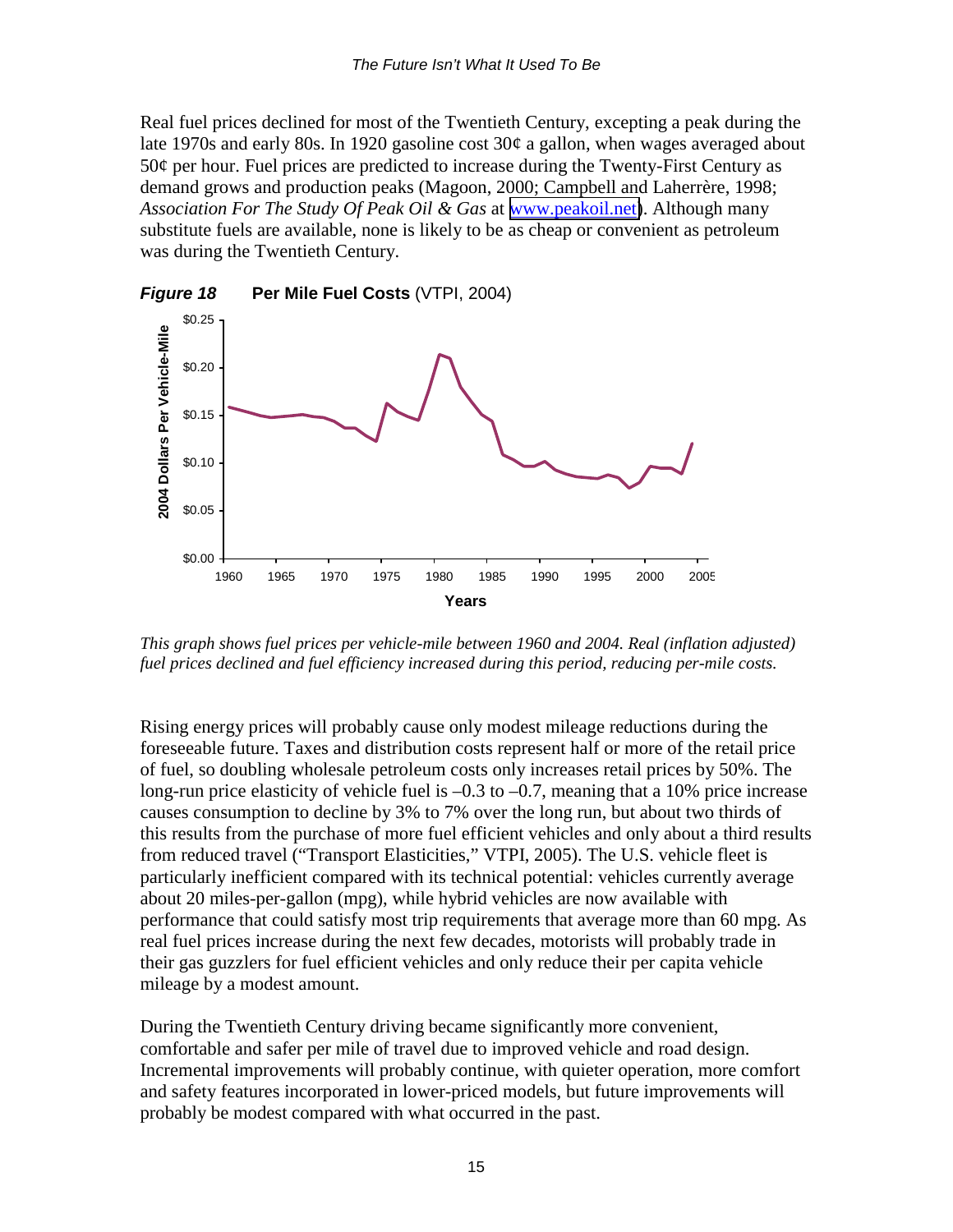Real fuel prices declined for most of the Twentieth Century, excepting a peak during the late 1970s and early 80s. In 1920 gasoline cost 30¢ a gallon, when wages averaged about 50¢ per hour. Fuel prices are predicted to increase during the Twenty-First Century as demand grows and production peaks (Magoon, 2000; Campbell and Laherrère, 1998; *Association For The Study Of Peak Oil & Gas* at [www.peakoil.net](www.peakoil.net)). Although many substitute fuels are available, none is likely to be as cheap or convenient as petroleum was during the Twentieth Century.

***Figure 18*** **Per Mile Fuel Costs** (VTPI, 2004)

*This graph shows fuel prices per vehicle-mile between 1960 and 2004. Real (inflation adjusted) fuel prices declined and fuel efficiency increased during this period, reducing per-mile costs.*

Rising energy prices will probably cause only modest mileage reductions during the foreseeable future. Taxes and distribution costs represent half or more of the retail price of fuel, so doubling wholesale petroleum costs only increases retail prices by 50%. The long-run price elasticity of vehicle fuel is –0.3 to –0.7, meaning that a 10% price increase causes consumption to decline by 3% to 7% over the long run, but about two thirds of this results from the purchase of more fuel efficient vehicles and only about a third results from reduced travel ("Transport Elasticities," VTPI, 2005). The U.S. vehicle fleet is particularly inefficient compared with its technical potential: vehicles currently average about 20 miles-per-gallon (mpg), while hybrid vehicles are now available with performance that could satisfy most trip requirements that average more than 60 mpg. As real fuel prices increase during the next few decades, motorists will probably trade in their gas guzzlers for fuel efficient vehicles and only reduce their per capita vehicle mileage by a modest amount.

During the Twentieth Century driving became significantly more convenient, comfortable and safer per mile of travel due to improved vehicle and road design. Incremental improvements will probably continue, with quieter operation, more comfort and safety features incorporated in lower-priced models, but future improvements will probably be modest compared with what occurred in the past.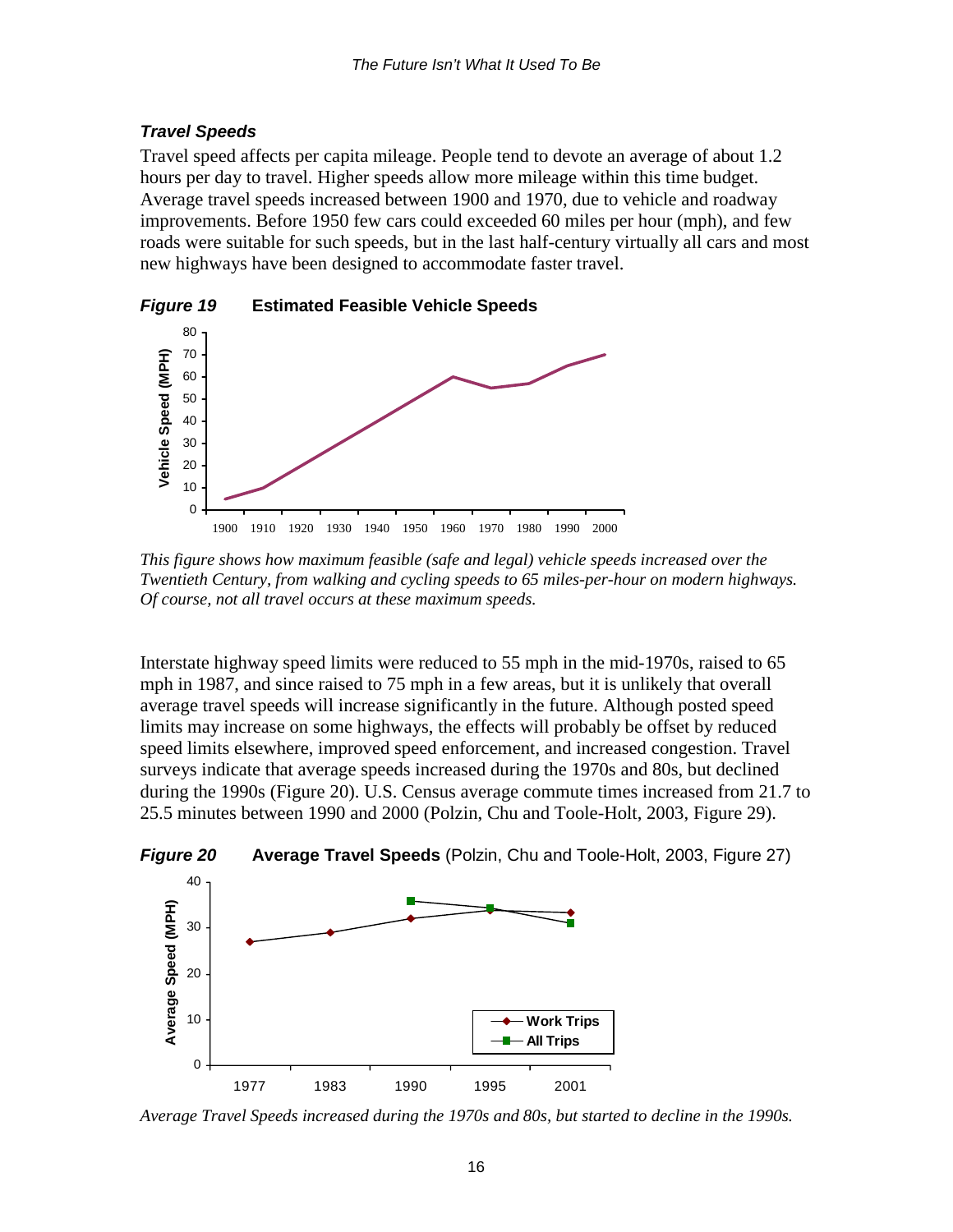### *Travel Speeds*

Travel speed affects per capita mileage. People tend to devote an average of about 1.2 hours per day to travel. Higher speeds allow more mileage within this time budget. Average travel speeds increased between 1900 and 1970, due to vehicle and roadway improvements. Before 1950 few cars could exceeded 60 miles per hour (mph), and few roads were suitable for such speeds, but in the last half-century virtually all cars and most new highways have been designed to accommodate faster travel.

***Figure 19*** **Estimated Feasible Vehicle Speeds**

*This figure shows how maximum feasible (safe and legal) vehicle speeds increased over the Twentieth Century, from walking and cycling speeds to 65 miles-per-hour on modern highways. Of course, not all travel occurs at these maximum speeds.*

Interstate highway speed limits were reduced to 55 mph in the mid-1970s, raised to 65 mph in 1987, and since raised to 75 mph in a few areas, but it is unlikely that overall average travel speeds will increase significantly in the future. Although posted speed limits may increase on some highways, the effects will probably be offset by reduced speed limits elsewhere, improved speed enforcement, and increased congestion. Travel surveys indicate that average speeds increased during the 1970s and 80s, but declined during the 1990s (Figure 20). U.S. Census average commute times increased from 21.7 to 25.5 minutes between 1990 and 2000 (Polzin, Chu and Toole-Holt, 2003, Figure 29).

***Figure 20*** **Average Travel Speeds** (Polzin, Chu and Toole-Holt, 2003, Figure 27)

*Average Travel Speeds increased during the 1970s and 80s, but started to decline in the 1990s.*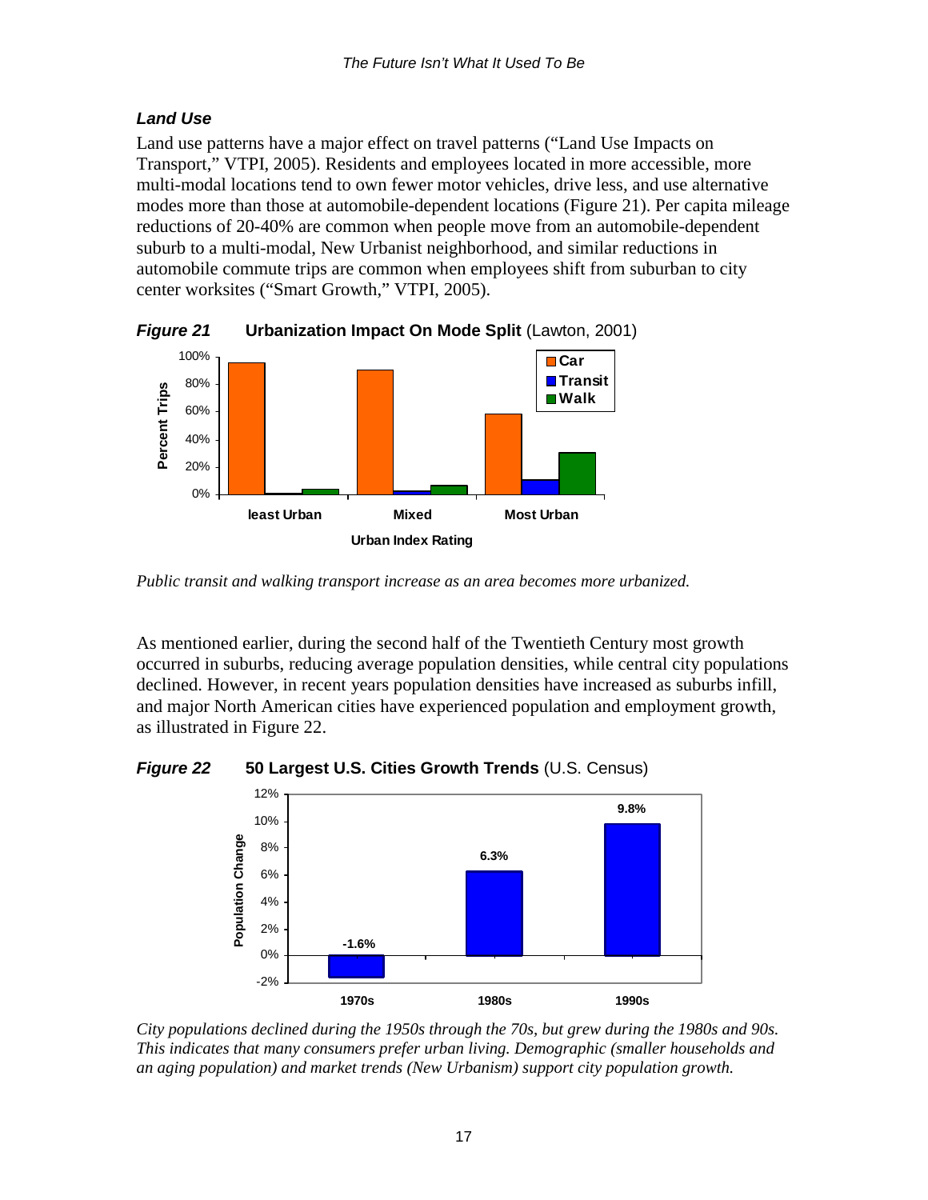### *Land Use*

Land use patterns have a major effect on travel patterns ("Land Use Impacts on Transport," VTPI, 2005). Residents and employees located in more accessible, more multi-modal locations tend to own fewer motor vehicles, drive less, and use alternative modes more than those at automobile-dependent locations (Figure 21). Per capita mileage reductions of 20-40% are common when people move from an automobile-dependent suburb to a multi-modal, New Urbanist neighborhood, and similar reductions in automobile commute trips are common when employees shift from suburban to city center worksites ("Smart Growth," VTPI, 2005).

***Figure 21*** **Urbanization Impact On Mode Split** (Lawton, 2001)

*Public transit and walking transport increase as an area becomes more urbanized.*

As mentioned earlier, during the second half of the Twentieth Century most growth occurred in suburbs, reducing average population densities, while central city populations declined. However, in recent years population densities have increased as suburbs infill, and major North American cities have experienced population and employment growth, as illustrated in Figure 22.

***Figure 22*** **50 Largest U.S. Cities Growth Trends** (U.S. Census)

*City populations declined during the 1950s through the 70s, but grew during the 1980s and 90s. This indicates that many consumers prefer urban living. Demographic (smaller households and an aging population) and market trends (New Urbanism) support city population growth.*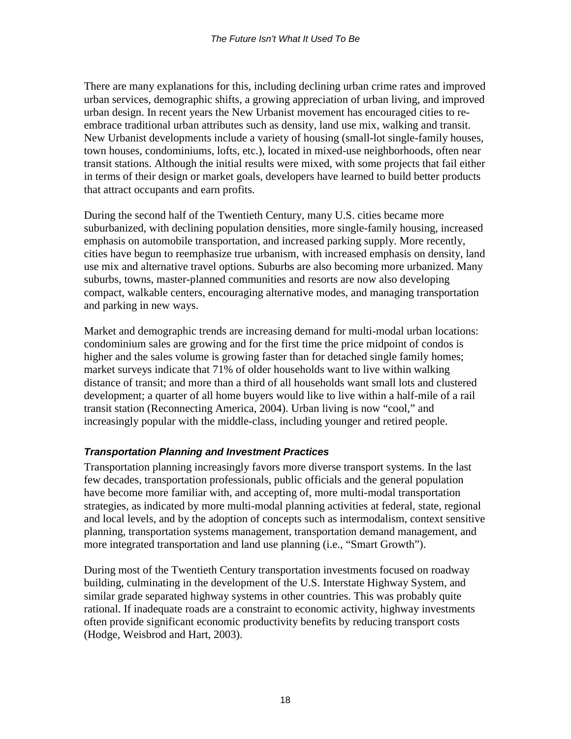There are many explanations for this, including declining urban crime rates and improved urban services, demographic shifts, a growing appreciation of urban living, and improved urban design. In recent years the New Urbanist movement has encouraged cities to re-embrace traditional urban attributes such as density, land use mix, walking and transit. New Urbanist developments include a variety of housing (small-lot single-family houses, town houses, condominiums, lofts, etc.), located in mixed-use neighborhoods, often near transit stations. Although the initial results were mixed, with some projects that fail either in terms of their design or market goals, developers have learned to build better products that attract occupants and earn profits.

During the second half of the Twentieth Century, many U.S. cities became more suburbanized, with declining population densities, more single-family housing, increased emphasis on automobile transportation, and increased parking supply. More recently, cities have begun to reemphasize true urbanism, with increased emphasis on density, land use mix and alternative travel options. Suburbs are also becoming more urbanized. Many suburbs, towns, master-planned communities and resorts are now also developing compact, walkable centers, encouraging alternative modes, and managing transportation and parking in new ways.

Market and demographic trends are increasing demand for multi-modal urban locations: condominium sales are growing and for the first time the price midpoint of condos is higher and the sales volume is growing faster than for detached single family homes; market surveys indicate that 71% of older households want to live within walking distance of transit; and more than a third of all households want small lots and clustered development; a quarter of all home buyers would like to live within a half-mile of a rail transit station (Reconnecting America, 2004). Urban living is now "cool," and increasingly popular with the middle-class, including younger and retired people.

### *Transportation Planning and Investment Practices*

Transportation planning increasingly favors more diverse transport systems. In the last few decades, transportation professionals, public officials and the general population have become more familiar with, and accepting of, more multi-modal transportation strategies, as indicated by more multi-modal planning activities at federal, state, regional and local levels, and by the adoption of concepts such as intermodalism, context sensitive planning, transportation systems management, transportation demand management, and more integrated transportation and land use planning (i.e., "Smart Growth").

During most of the Twentieth Century transportation investments focused on roadway building, culminating in the development of the U.S. Interstate Highway System, and similar grade separated highway systems in other countries. This was probably quite rational. If inadequate roads are a constraint to economic activity, highway investments often provide significant economic productivity benefits by reducing transport costs (Hodge, Weisbrod and Hart, 2003).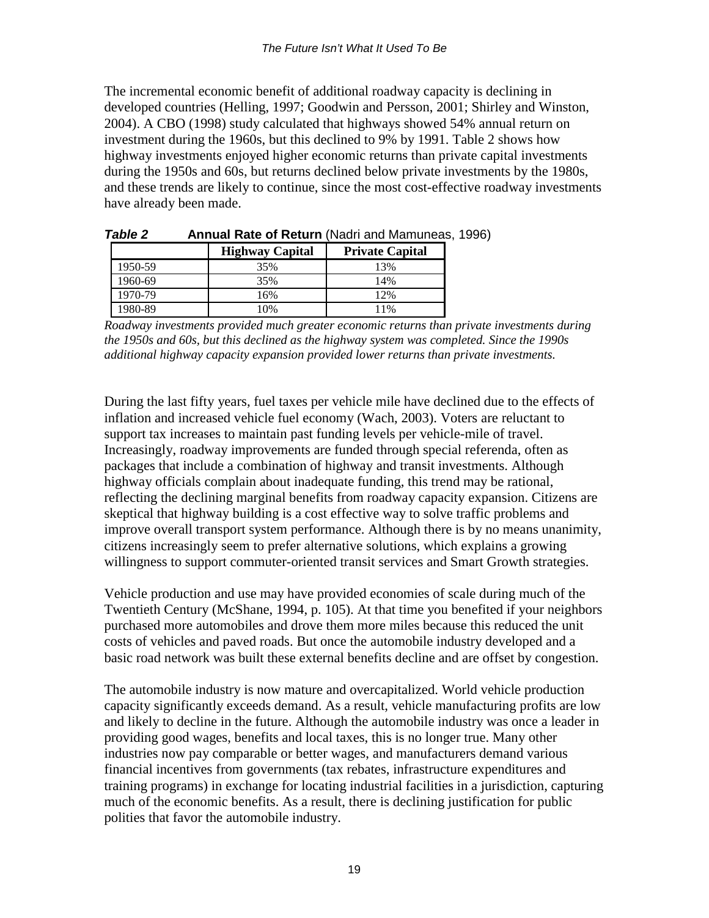The incremental economic benefit of additional roadway capacity is declining in developed countries (Helling, 1997; Goodwin and Persson, 2001; Shirley and Winston, 2004). A CBO (1998) study calculated that highways showed 54% annual return on investment during the 1960s, but this declined to 9% by 1991. Table 2 shows how highway investments enjoyed higher economic returns than private capital investments during the 1950s and 60s, but returns declined below private investments by the 1980s, and these trends are likely to continue, since the most cost-effective roadway investments have already been made.

***Table 2*** **Annual Rate of Return** (Nadri and Mamuneas, 1996)

| | Highway Capital | Private Capital |
|---|---|---|
| 1950-59 | 35% | 13% |
| 1960-69 | 35% | 14% |
| 1970-79 | 16% | 12% |
| 1980-89 | 10% | 11% |

*Roadway investments provided much greater economic returns than private investments during the 1950s and 60s, but this declined as the highway system was completed. Since the 1990s additional highway capacity expansion provided lower returns than private investments.*

During the last fifty years, fuel taxes per vehicle mile have declined due to the effects of inflation and increased vehicle fuel economy (Wach, 2003). Voters are reluctant to support tax increases to maintain past funding levels per vehicle-mile of travel. Increasingly, roadway improvements are funded through special referenda, often as packages that include a combination of highway and transit investments. Although highway officials complain about inadequate funding, this trend may be rational, reflecting the declining marginal benefits from roadway capacity expansion. Citizens are skeptical that highway building is a cost effective way to solve traffic problems and improve overall transport system performance. Although there is by no means unanimity, citizens increasingly seem to prefer alternative solutions, which explains a growing willingness to support commuter-oriented transit services and Smart Growth strategies.

Vehicle production and use may have provided economies of scale during much of the Twentieth Century (McShane, 1994, p. 105). At that time you benefited if your neighbors purchased more automobiles and drove them more miles because this reduced the unit costs of vehicles and paved roads. But once the automobile industry developed and a basic road network was built these external benefits decline and are offset by congestion.

The automobile industry is now mature and overcapitalized. World vehicle production capacity significantly exceeds demand. As a result, vehicle manufacturing profits are low and likely to decline in the future. Although the automobile industry was once a leader in providing good wages, benefits and local taxes, this is no longer true. Many other industries now pay comparable or better wages, and manufacturers demand various financial incentives from governments (tax rebates, infrastructure expenditures and training programs) in exchange for locating industrial facilities in a jurisdiction, capturing much of the economic benefits. As a result, there is declining justification for public polities that favor the automobile industry.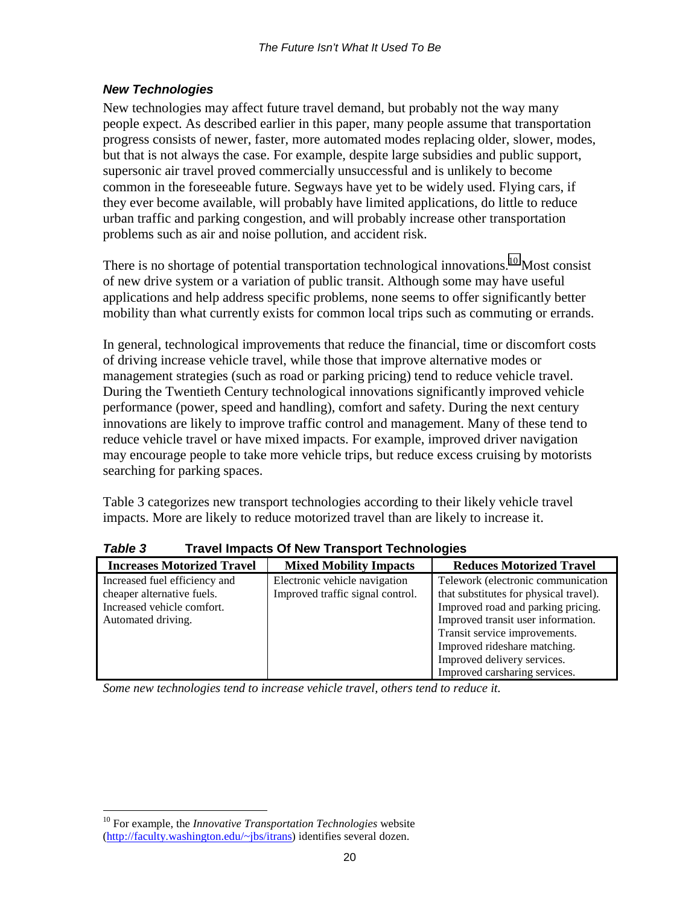### *New Technologies*

New technologies may affect future travel demand, but probably not the way many people expect. As described earlier in this paper, many people assume that transportation progress consists of newer, faster, more automated modes replacing older, slower, modes, but that is not always the case. For example, despite large subsidies and public support, supersonic air travel proved commercially unsuccessful and is unlikely to become common in the foreseeable future. Segways have yet to be widely used. Flying cars, if they ever become available, will probably have limited applications, do little to reduce urban traffic and parking congestion, and will probably increase other transportation problems such as air and noise pollution, and accident risk.

There is no shortage of potential transportation technological innovations.[10] Most consist of new drive system or a variation of public transit. Although some may have useful applications and help address specific problems, none seems to offer significantly better mobility than what currently exists for common local trips such as commuting or errands.

In general, technological improvements that reduce the financial, time or discomfort costs of driving increase vehicle travel, while those that improve alternative modes or management strategies (such as road or parking pricing) tend to reduce vehicle travel. During the Twentieth Century technological innovations significantly improved vehicle performance (power, speed and handling), comfort and safety. During the next century innovations are likely to improve traffic control and management. Many of these tend to reduce vehicle travel or have mixed impacts. For example, improved driver navigation may encourage people to take more vehicle trips, but reduce excess cruising by motorists searching for parking spaces.

Table 3 categorizes new transport technologies according to their likely vehicle travel impacts. More are likely to reduce motorized travel than are likely to increase it.

***Table 3*** **Travel Impacts Of New Transport Technologies**

| Increases Motorized Travel | Mixed Mobility Impacts | Reduces Motorized Travel |
|---|---|---|
| Increased fuel efficiency and cheaper alternative fuels.<br>Increased vehicle comfort.<br>Automated driving. | Electronic vehicle navigation<br>Improved traffic signal control. | Telework (electronic communication that substitutes for physical travel).<br>Improved road and parking pricing.<br>Improved transit user information.<br>Transit service improvements.<br>Improved rideshare matching.<br>Improved delivery services.<br>Improved carsharing services. |

*Some new technologies tend to increase vehicle travel, others tend to reduce it.*

---

[10] For example, the *Innovative Transportation Technologies* website (http://faculty.washington.edu/~jbs/itrans) identifies several dozen.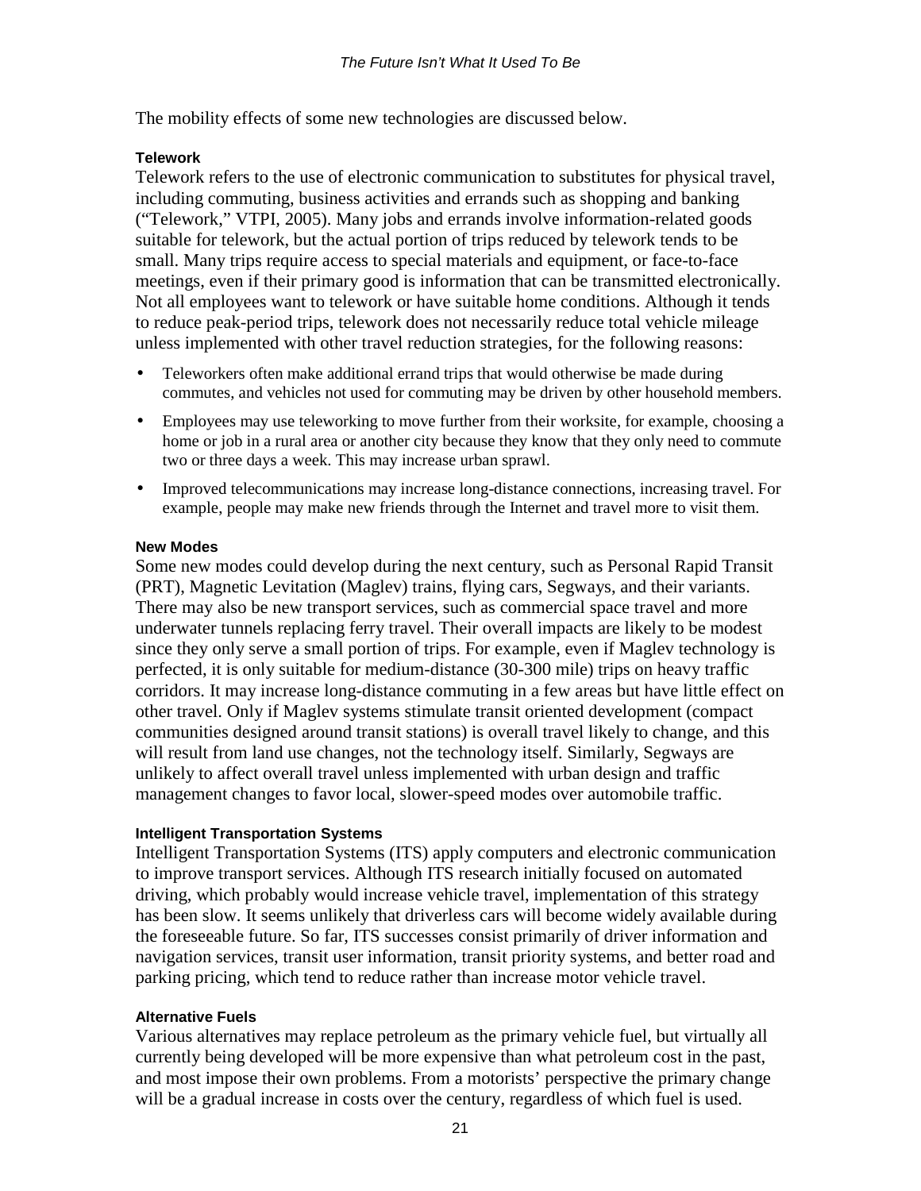The mobility effects of some new technologies are discussed below.

### Telework

Telework refers to the use of electronic communication to substitutes for physical travel, including commuting, business activities and errands such as shopping and banking ("Telework," VTPI, 2005). Many jobs and errands involve information-related goods suitable for telework, but the actual portion of trips reduced by telework tends to be small. Many trips require access to special materials and equipment, or face-to-face meetings, even if their primary good is information that can be transmitted electronically. Not all employees want to telework or have suitable home conditions. Although it tends to reduce peak-period trips, telework does not necessarily reduce total vehicle mileage unless implemented with other travel reduction strategies, for the following reasons:

- Teleworkers often make additional errand trips that would otherwise be made during commutes, and vehicles not used for commuting may be driven by other household members.
- Employees may use teleworking to move further from their worksite, for example, choosing a home or job in a rural area or another city because they know that they only need to commute two or three days a week. This may increase urban sprawl.
- Improved telecommunications may increase long-distance connections, increasing travel. For example, people may make new friends through the Internet and travel more to visit them.

### New Modes

Some new modes could develop during the next century, such as Personal Rapid Transit (PRT), Magnetic Levitation (Maglev) trains, flying cars, Segways, and their variants. There may also be new transport services, such as commercial space travel and more underwater tunnels replacing ferry travel. Their overall impacts are likely to be modest since they only serve a small portion of trips. For example, even if Maglev technology is perfected, it is only suitable for medium-distance (30-300 mile) trips on heavy traffic corridors. It may increase long-distance commuting in a few areas but have little effect on other travel. Only if Maglev systems stimulate transit oriented development (compact communities designed around transit stations) is overall travel likely to change, and this will result from land use changes, not the technology itself. Similarly, Segways are unlikely to affect overall travel unless implemented with urban design and traffic management changes to favor local, slower-speed modes over automobile traffic.

### Intelligent Transportation Systems

Intelligent Transportation Systems (ITS) apply computers and electronic communication to improve transport services. Although ITS research initially focused on automated driving, which probably would increase vehicle travel, implementation of this strategy has been slow. It seems unlikely that driverless cars will become widely available during the foreseeable future. So far, ITS successes consist primarily of driver information and navigation services, transit user information, transit priority systems, and better road and parking pricing, which tend to reduce rather than increase motor vehicle travel.

### Alternative Fuels

Various alternatives may replace petroleum as the primary vehicle fuel, but virtually all currently being developed will be more expensive than what petroleum cost in the past, and most impose their own problems. From a motorists' perspective the primary change will be a gradual increase in costs over the century, regardless of which fuel is used.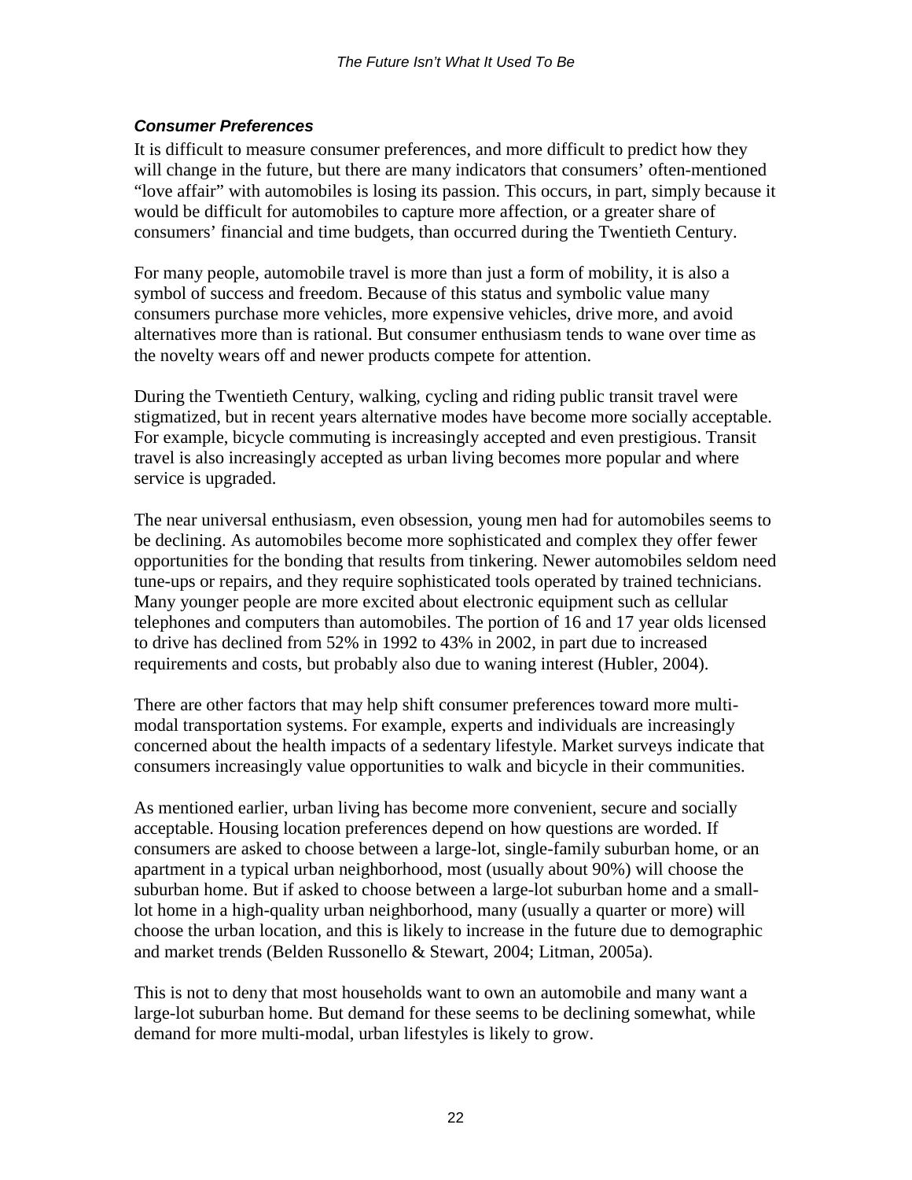### *Consumer Preferences*

It is difficult to measure consumer preferences, and more difficult to predict how they will change in the future, but there are many indicators that consumers' often-mentioned "love affair" with automobiles is losing its passion. This occurs, in part, simply because it would be difficult for automobiles to capture more affection, or a greater share of consumers' financial and time budgets, than occurred during the Twentieth Century.

For many people, automobile travel is more than just a form of mobility, it is also a symbol of success and freedom. Because of this status and symbolic value many consumers purchase more vehicles, more expensive vehicles, drive more, and avoid alternatives more than is rational. But consumer enthusiasm tends to wane over time as the novelty wears off and newer products compete for attention.

During the Twentieth Century, walking, cycling and riding public transit travel were stigmatized, but in recent years alternative modes have become more socially acceptable. For example, bicycle commuting is increasingly accepted and even prestigious. Transit travel is also increasingly accepted as urban living becomes more popular and where service is upgraded.

The near universal enthusiasm, even obsession, young men had for automobiles seems to be declining. As automobiles become more sophisticated and complex they offer fewer opportunities for the bonding that results from tinkering. Newer automobiles seldom need tune-ups or repairs, and they require sophisticated tools operated by trained technicians. Many younger people are more excited about electronic equipment such as cellular telephones and computers than automobiles. The portion of 16 and 17 year olds licensed to drive has declined from 52% in 1992 to 43% in 2002, in part due to increased requirements and costs, but probably also due to waning interest (Hubler, 2004).

There are other factors that may help shift consumer preferences toward more multi-modal transportation systems. For example, experts and individuals are increasingly concerned about the health impacts of a sedentary lifestyle. Market surveys indicate that consumers increasingly value opportunities to walk and bicycle in their communities.

As mentioned earlier, urban living has become more convenient, secure and socially acceptable. Housing location preferences depend on how questions are worded. If consumers are asked to choose between a large-lot, single-family suburban home, or an apartment in a typical urban neighborhood, most (usually about 90%) will choose the suburban home. But if asked to choose between a large-lot suburban home and a small-lot home in a high-quality urban neighborhood, many (usually a quarter or more) will choose the urban location, and this is likely to increase in the future due to demographic and market trends (Belden Russonello & Stewart, 2004; Litman, 2005a).

This is not to deny that most households want to own an automobile and many want a large-lot suburban home. But demand for these seems to be declining somewhat, while demand for more multi-modal, urban lifestyles is likely to grow.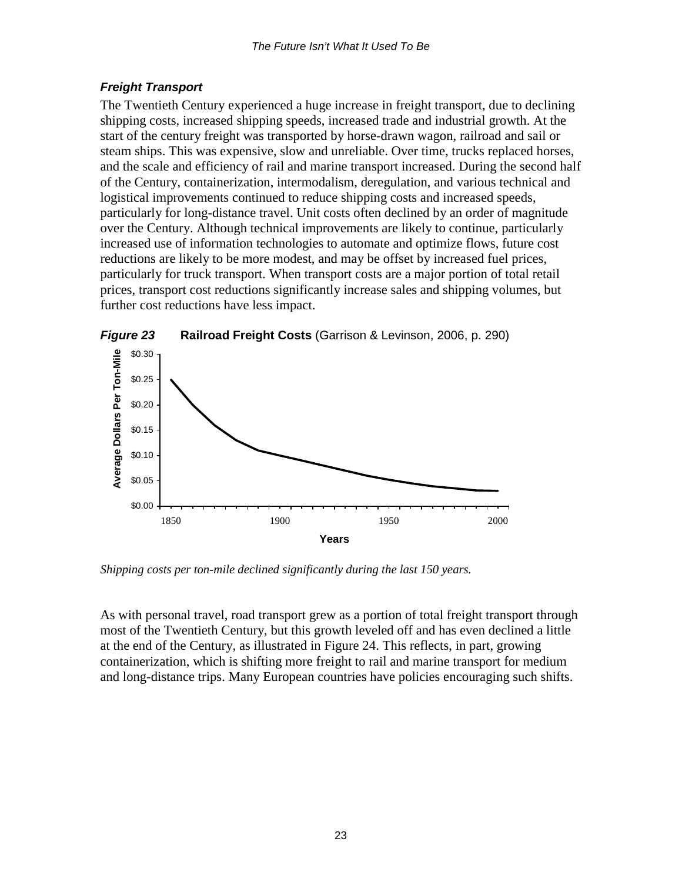### *Freight Transport*

The Twentieth Century experienced a huge increase in freight transport, due to declining shipping costs, increased shipping speeds, increased trade and industrial growth. At the start of the century freight was transported by horse-drawn wagon, railroad and sail or steam ships. This was expensive, slow and unreliable. Over time, trucks replaced horses, and the scale and efficiency of rail and marine transport increased. During the second half of the Century, containerization, intermodalism, deregulation, and various technical and logistical improvements continued to reduce shipping costs and increased speeds, particularly for long-distance travel. Unit costs often declined by an order of magnitude over the Century. Although technical improvements are likely to continue, particularly increased use of information technologies to automate and optimize flows, future cost reductions are likely to be more modest, and may be offset by increased fuel prices, particularly for truck transport. When transport costs are a major portion of total retail prices, transport cost reductions significantly increase sales and shipping volumes, but further cost reductions have less impact.

***Figure 23*** **Railroad Freight Costs** (Garrison & Levinson, 2006, p. 290)

*Shipping costs per ton-mile declined significantly during the last 150 years.*

As with personal travel, road transport grew as a portion of total freight transport through most of the Twentieth Century, but this growth leveled off and has even declined a little at the end of the Century, as illustrated in Figure 24. This reflects, in part, growing containerization, which is shifting more freight to rail and marine transport for medium and long-distance trips. Many European countries have policies encouraging such shifts.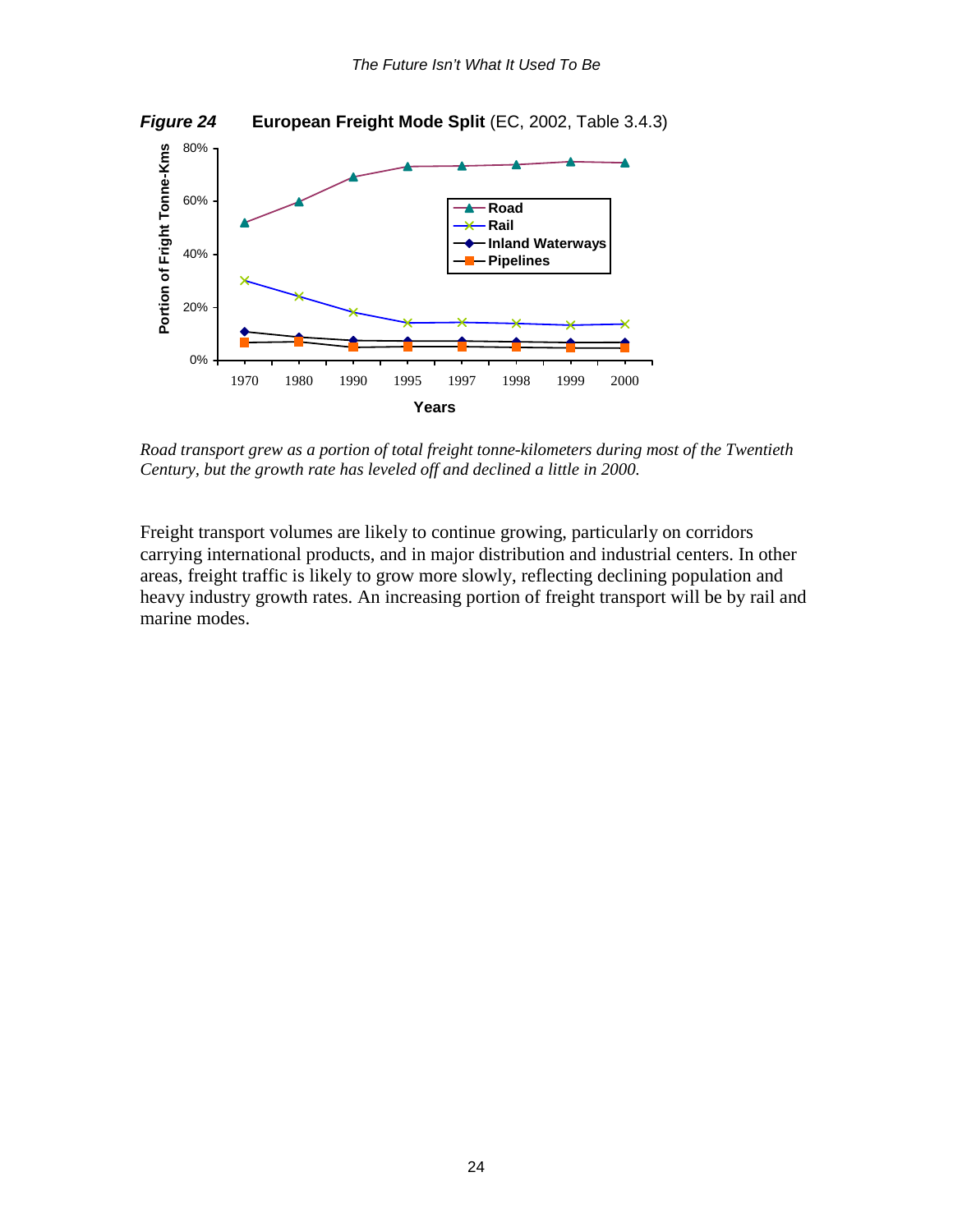***Figure 24*** **European Freight Mode Split** (EC, 2002, Table 3.4.3)

*Road transport grew as a portion of total freight tonne-kilometers during most of the Twentieth Century, but the growth rate has leveled off and declined a little in 2000.*

Freight transport volumes are likely to continue growing, particularly on corridors carrying international products, and in major distribution and industrial centers. In other areas, freight traffic is likely to grow more slowly, reflecting declining population and heavy industry growth rates. An increasing portion of freight transport will be by rail and marine modes.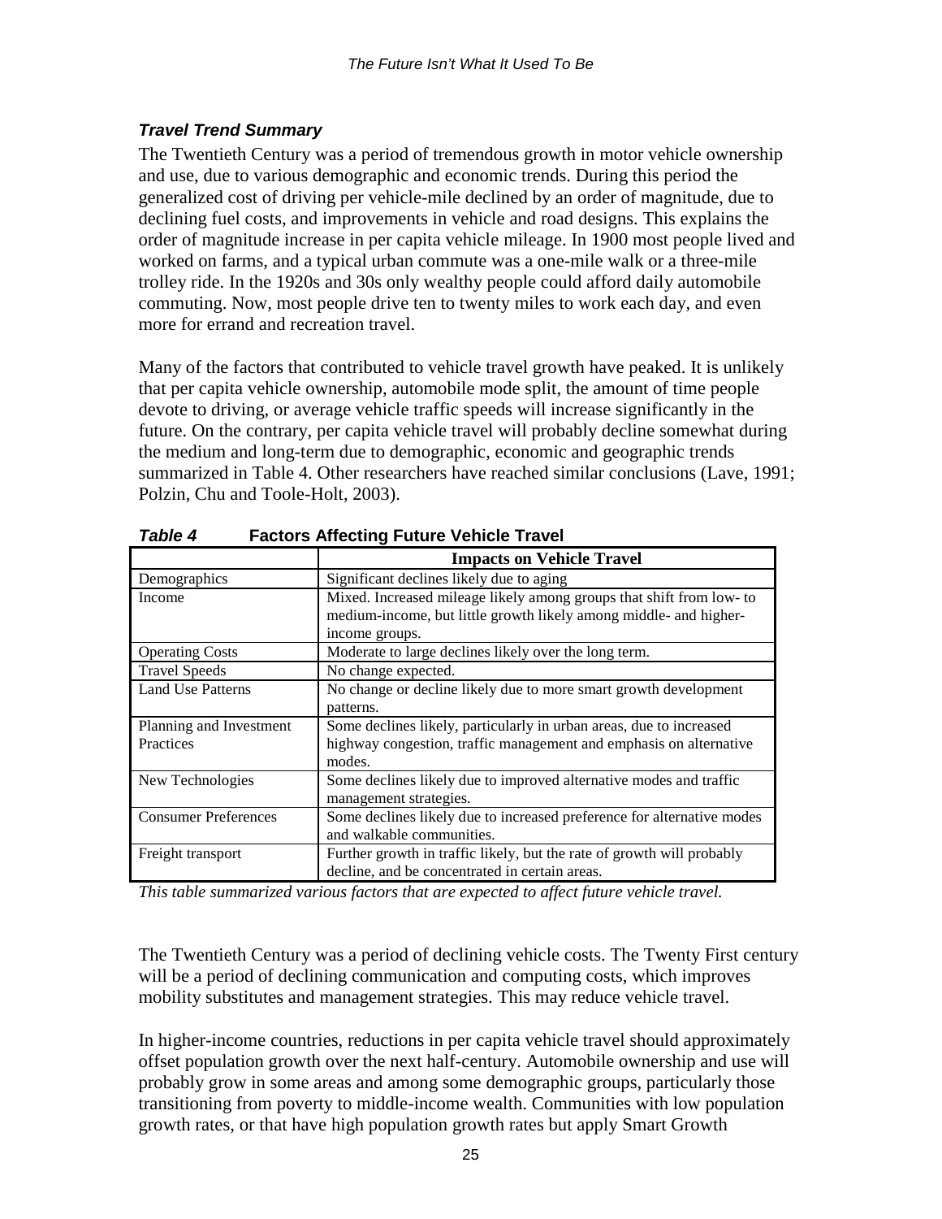### *Travel Trend Summary*

The Twentieth Century was a period of tremendous growth in motor vehicle ownership and use, due to various demographic and economic trends. During this period the generalized cost of driving per vehicle-mile declined by an order of magnitude, due to declining fuel costs, and improvements in vehicle and road designs. This explains the order of magnitude increase in per capita vehicle mileage. In 1900 most people lived and worked on farms, and a typical urban commute was a one-mile walk or a three-mile trolley ride. In the 1920s and 30s only wealthy people could afford daily automobile commuting. Now, most people drive ten to twenty miles to work each day, and even more for errand and recreation travel.

Many of the factors that contributed to vehicle travel growth have peaked. It is unlikely that per capita vehicle ownership, automobile mode split, the amount of time people devote to driving, or average vehicle traffic speeds will increase significantly in the future. On the contrary, per capita vehicle travel will probably decline somewhat during the medium and long-term due to demographic, economic and geographic trends summarized in Table 4. Other researchers have reached similar conclusions (Lave, 1991; Polzin, Chu and Toole-Holt, 2003).

***Table 4*** **Factors Affecting Future Vehicle Travel**

| | **Impacts on Vehicle Travel** |
|---|---|
| Demographics | Significant declines likely due to aging |
| Income | Mixed. Increased mileage likely among groups that shift from low- to medium-income, but little growth likely among middle- and higher-income groups. |
| Operating Costs | Moderate to large declines likely over the long term. |
| Travel Speeds | No change expected. |
| Land Use Patterns | No change or decline likely due to more smart growth development patterns. |
| Planning and Investment Practices | Some declines likely, particularly in urban areas, due to increased highway congestion, traffic management and emphasis on alternative modes. |
| New Technologies | Some declines likely due to improved alternative modes and traffic management strategies. |
| Consumer Preferences | Some declines likely due to increased preference for alternative modes and walkable communities. |
| Freight transport | Further growth in traffic likely, but the rate of growth will probably decline, and be concentrated in certain areas. |

*This table summarized various factors that are expected to affect future vehicle travel.*

The Twentieth Century was a period of declining vehicle costs. The Twenty First century will be a period of declining communication and computing costs, which improves mobility substitutes and management strategies. This may reduce vehicle travel.

In higher-income countries, reductions in per capita vehicle travel should approximately offset population growth over the next half-century. Automobile ownership and use will probably grow in some areas and among some demographic groups, particularly those transitioning from poverty to middle-income wealth. Communities with low population growth rates, or that have high population growth rates but apply Smart Growth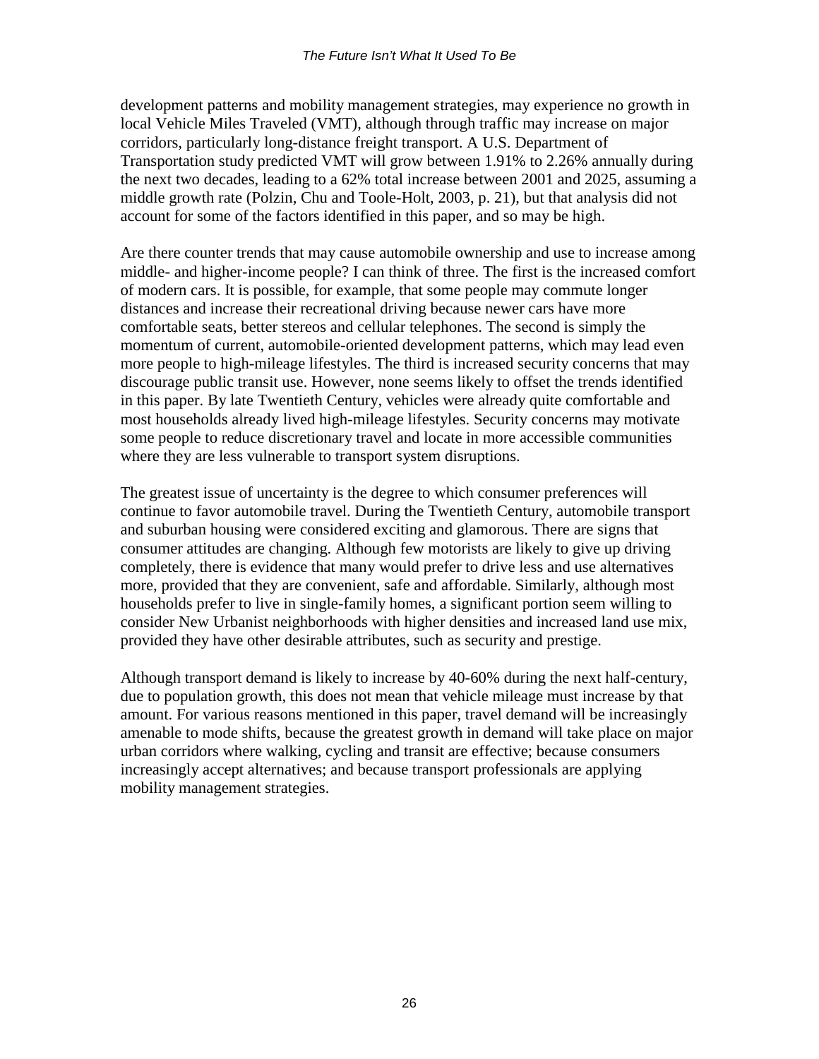development patterns and mobility management strategies, may experience no growth in local Vehicle Miles Traveled (VMT), although through traffic may increase on major corridors, particularly long-distance freight transport. A U.S. Department of Transportation study predicted VMT will grow between 1.91% to 2.26% annually during the next two decades, leading to a 62% total increase between 2001 and 2025, assuming a middle growth rate (Polzin, Chu and Toole-Holt, 2003, p. 21), but that analysis did not account for some of the factors identified in this paper, and so may be high.

Are there counter trends that may cause automobile ownership and use to increase among middle- and higher-income people? I can think of three. The first is the increased comfort of modern cars. It is possible, for example, that some people may commute longer distances and increase their recreational driving because newer cars have more comfortable seats, better stereos and cellular telephones. The second is simply the momentum of current, automobile-oriented development patterns, which may lead even more people to high-mileage lifestyles. The third is increased security concerns that may discourage public transit use. However, none seems likely to offset the trends identified in this paper. By late Twentieth Century, vehicles were already quite comfortable and most households already lived high-mileage lifestyles. Security concerns may motivate some people to reduce discretionary travel and locate in more accessible communities where they are less vulnerable to transport system disruptions.

The greatest issue of uncertainty is the degree to which consumer preferences will continue to favor automobile travel. During the Twentieth Century, automobile transport and suburban housing were considered exciting and glamorous. There are signs that consumer attitudes are changing. Although few motorists are likely to give up driving completely, there is evidence that many would prefer to drive less and use alternatives more, provided that they are convenient, safe and affordable. Similarly, although most households prefer to live in single-family homes, a significant portion seem willing to consider New Urbanist neighborhoods with higher densities and increased land use mix, provided they have other desirable attributes, such as security and prestige.

Although transport demand is likely to increase by 40-60% during the next half-century, due to population growth, this does not mean that vehicle mileage must increase by that amount. For various reasons mentioned in this paper, travel demand will be increasingly amenable to mode shifts, because the greatest growth in demand will take place on major urban corridors where walking, cycling and transit are effective; because consumers increasingly accept alternatives; and because transport professionals are applying mobility management strategies.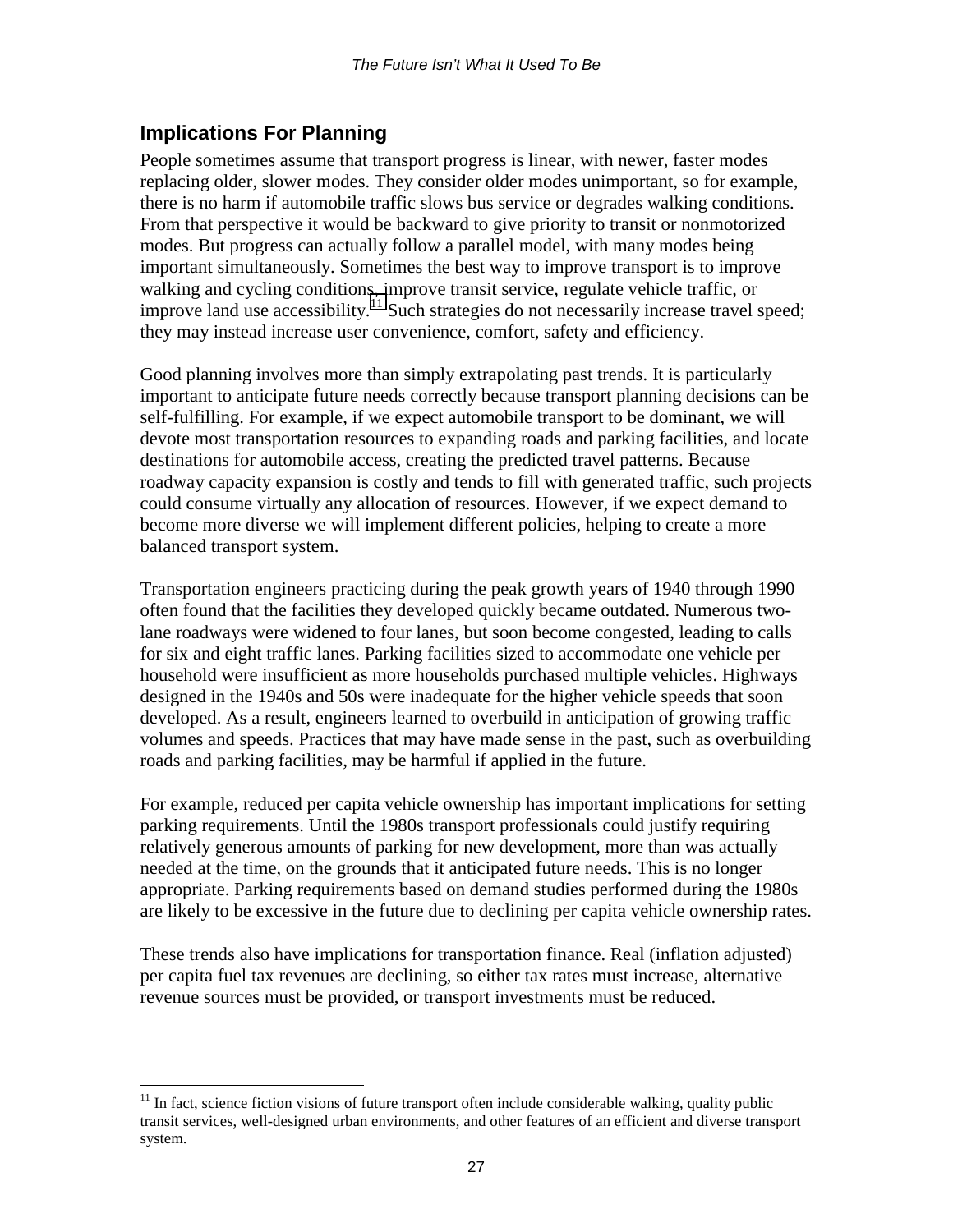## Implications For Planning

People sometimes assume that transport progress is linear, with newer, faster modes replacing older, slower modes. They consider older modes unimportant, so for example, there is no harm if automobile traffic slows bus service or degrades walking conditions. From that perspective it would be backward to give priority to transit or nonmotorized modes. But progress can actually follow a parallel model, with many modes being important simultaneously. Sometimes the best way to improve transport is to improve walking and cycling conditions, improve transit service, regulate vehicle traffic, or improve land use accessibility.[11] Such strategies do not necessarily increase travel speed; they may instead increase user convenience, comfort, safety and efficiency.

Good planning involves more than simply extrapolating past trends. It is particularly important to anticipate future needs correctly because transport planning decisions can be self-fulfilling. For example, if we expect automobile transport to be dominant, we will devote most transportation resources to expanding roads and parking facilities, and locate destinations for automobile access, creating the predicted travel patterns. Because roadway capacity expansion is costly and tends to fill with generated traffic, such projects could consume virtually any allocation of resources. However, if we expect demand to become more diverse we will implement different policies, helping to create a more balanced transport system.

Transportation engineers practicing during the peak growth years of 1940 through 1990 often found that the facilities they developed quickly became outdated. Numerous two-lane roadways were widened to four lanes, but soon become congested, leading to calls for six and eight traffic lanes. Parking facilities sized to accommodate one vehicle per household were insufficient as more households purchased multiple vehicles. Highways designed in the 1940s and 50s were inadequate for the higher vehicle speeds that soon developed. As a result, engineers learned to overbuild in anticipation of growing traffic volumes and speeds. Practices that may have made sense in the past, such as overbuilding roads and parking facilities, may be harmful if applied in the future.

For example, reduced per capita vehicle ownership has important implications for setting parking requirements. Until the 1980s transport professionals could justify requiring relatively generous amounts of parking for new development, more than was actually needed at the time, on the grounds that it anticipated future needs. This is no longer appropriate. Parking requirements based on demand studies performed during the 1980s are likely to be excessive in the future due to declining per capita vehicle ownership rates.

These trends also have implications for transportation finance. Real (inflation adjusted) per capita fuel tax revenues are declining, so either tax rates must increase, alternative revenue sources must be provided, or transport investments must be reduced.

[11] In fact, science fiction visions of future transport often include considerable walking, quality public transit services, well-designed urban environments, and other features of an efficient and diverse transport system.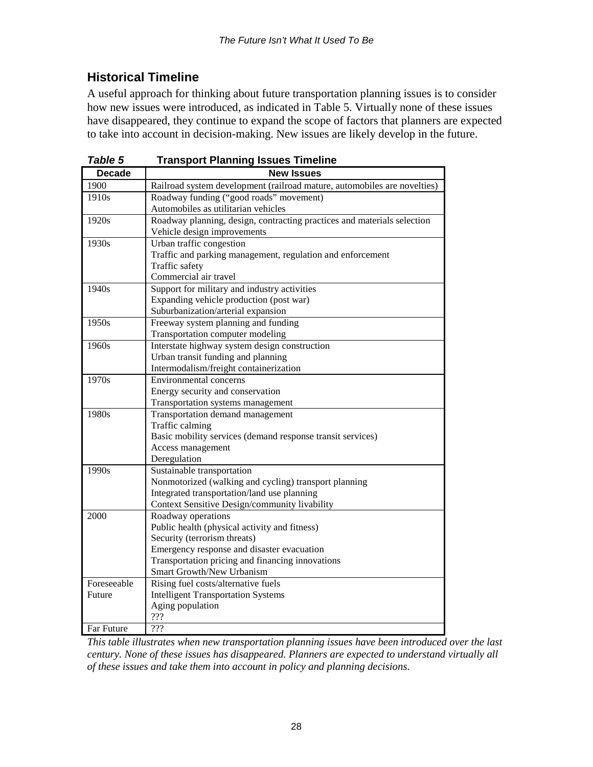## Historical Timeline

A useful approach for thinking about future transportation planning issues is to consider how new issues were introduced, as indicated in Table 5. Virtually none of these issues have disappeared, they continue to expand the scope of factors that planners are expected to take into account in decision-making. New issues are likely develop in the future.

***Table 5*** **Transport Planning Issues Timeline**

| Decade | New Issues |
|---|---|
| 1900 | Railroad system development (railroad mature, automobiles are novelties) |
| 1910s | Roadway funding ("good roads" movement)<br>Automobiles as utilitarian vehicles |
| 1920s | Roadway planning, design, contracting practices and materials selection<br>Vehicle design improvements |
| 1930s | Urban traffic congestion<br>Traffic and parking management, regulation and enforcement<br>Traffic safety<br>Commercial air travel |
| 1940s | Support for military and industry activities<br>Expanding vehicle production (post war)<br>Suburbanization/arterial expansion |
| 1950s | Freeway system planning and funding<br>Transportation computer modeling |
| 1960s | Interstate highway system design construction<br>Urban transit funding and planning<br>Intermodalism/freight containerization |
| 1970s | Environmental concerns<br>Energy security and conservation<br>Transportation systems management |
| 1980s | Transportation demand management<br>Traffic calming<br>Basic mobility services (demand response transit services)<br>Access management<br>Deregulation |
| 1990s | Sustainable transportation<br>Nonmotorized (walking and cycling) transport planning<br>Integrated transportation/land use planning<br>Context Sensitive Design/community livability |
| 2000 | Roadway operations<br>Public health (physical activity and fitness)<br>Security (terrorism threats)<br>Emergency response and disaster evacuation<br>Transportation pricing and financing innovations<br>Smart Growth/New Urbanism |
| Foreseeable Future | Rising fuel costs/alternative fuels<br>Intelligent Transportation Systems<br>Aging population<br>??? |
| Far Future | ??? |

*This table illustrates when new transportation planning issues have been introduced over the last century. None of these issues has disappeared. Planners are expected to understand virtually all of these issues and take them into account in policy and planning decisions.*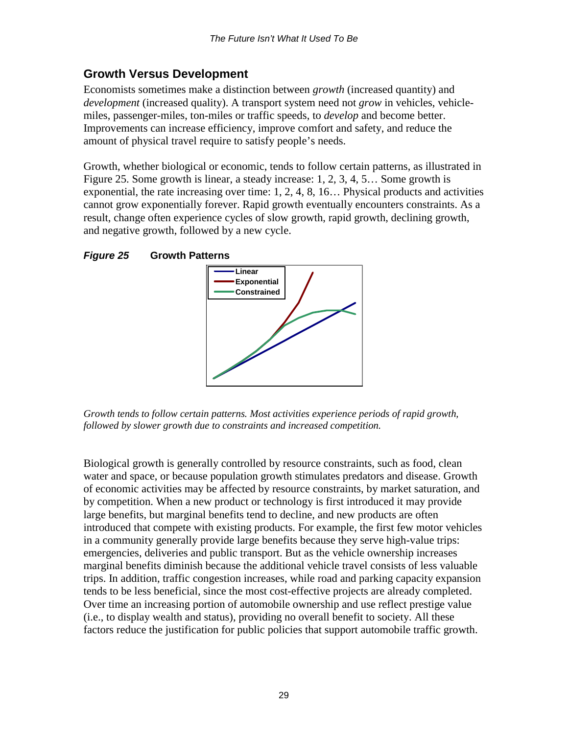## Growth Versus Development

Economists sometimes make a distinction between *growth* (increased quantity) and *development* (increased quality). A transport system need not *grow* in vehicles, vehicle-miles, passenger-miles, ton-miles or traffic speeds, to *develop* and become better. Improvements can increase efficiency, improve comfort and safety, and reduce the amount of physical travel require to satisfy people's needs.

Growth, whether biological or economic, tends to follow certain patterns, as illustrated in Figure 25. Some growth is linear, a steady increase: 1, 2, 3, 4, 5… Some growth is exponential, the rate increasing over time: 1, 2, 4, 8, 16… Physical products and activities cannot grow exponentially forever. Rapid growth eventually encounters constraints. As a result, change often experience cycles of slow growth, rapid growth, declining growth, and negative growth, followed by a new cycle.

***Figure 25*** **Growth Patterns**

*Growth tends to follow certain patterns. Most activities experience periods of rapid growth, followed by slower growth due to constraints and increased competition.*

Biological growth is generally controlled by resource constraints, such as food, clean water and space, or because population growth stimulates predators and disease. Growth of economic activities may be affected by resource constraints, by market saturation, and by competition. When a new product or technology is first introduced it may provide large benefits, but marginal benefits tend to decline, and new products are often introduced that compete with existing products. For example, the first few motor vehicles in a community generally provide large benefits because they serve high-value trips: emergencies, deliveries and public transport. But as the vehicle ownership increases marginal benefits diminish because the additional vehicle travel consists of less valuable trips. In addition, traffic congestion increases, while road and parking capacity expansion tends to be less beneficial, since the most cost-effective projects are already completed. Over time an increasing portion of automobile ownership and use reflect prestige value (i.e., to display wealth and status), providing no overall benefit to society. All these factors reduce the justification for public policies that support automobile traffic growth.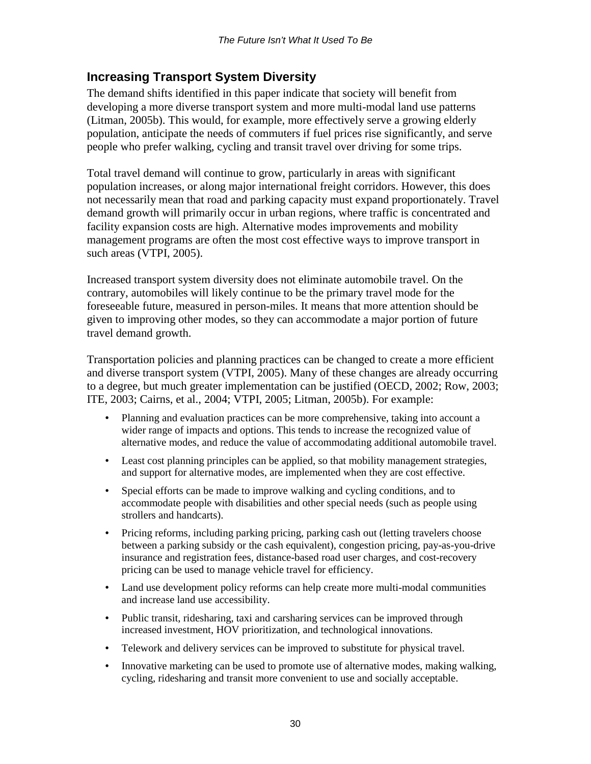## Increasing Transport System Diversity

The demand shifts identified in this paper indicate that society will benefit from developing a more diverse transport system and more multi-modal land use patterns (Litman, 2005b). This would, for example, more effectively serve a growing elderly population, anticipate the needs of commuters if fuel prices rise significantly, and serve people who prefer walking, cycling and transit travel over driving for some trips.

Total travel demand will continue to grow, particularly in areas with significant population increases, or along major international freight corridors. However, this does not necessarily mean that road and parking capacity must expand proportionately. Travel demand growth will primarily occur in urban regions, where traffic is concentrated and facility expansion costs are high. Alternative modes improvements and mobility management programs are often the most cost effective ways to improve transport in such areas (VTPI, 2005).

Increased transport system diversity does not eliminate automobile travel. On the contrary, automobiles will likely continue to be the primary travel mode for the foreseeable future, measured in person-miles. It means that more attention should be given to improving other modes, so they can accommodate a major portion of future travel demand growth.

Transportation policies and planning practices can be changed to create a more efficient and diverse transport system (VTPI, 2005). Many of these changes are already occurring to a degree, but much greater implementation can be justified (OECD, 2002; Row, 2003; ITE, 2003; Cairns, et al., 2004; VTPI, 2005; Litman, 2005b). For example:

- Planning and evaluation practices can be more comprehensive, taking into account a wider range of impacts and options. This tends to increase the recognized value of alternative modes, and reduce the value of accommodating additional automobile travel.
- Least cost planning principles can be applied, so that mobility management strategies, and support for alternative modes, are implemented when they are cost effective.
- Special efforts can be made to improve walking and cycling conditions, and to accommodate people with disabilities and other special needs (such as people using strollers and handcarts).
- Pricing reforms, including parking pricing, parking cash out (letting travelers choose between a parking subsidy or the cash equivalent), congestion pricing, pay-as-you-drive insurance and registration fees, distance-based road user charges, and cost-recovery pricing can be used to manage vehicle travel for efficiency.
- Land use development policy reforms can help create more multi-modal communities and increase land use accessibility.
- Public transit, ridesharing, taxi and carsharing services can be improved through increased investment, HOV prioritization, and technological innovations.
- Telework and delivery services can be improved to substitute for physical travel.
- Innovative marketing can be used to promote use of alternative modes, making walking, cycling, ridesharing and transit more convenient to use and socially acceptable.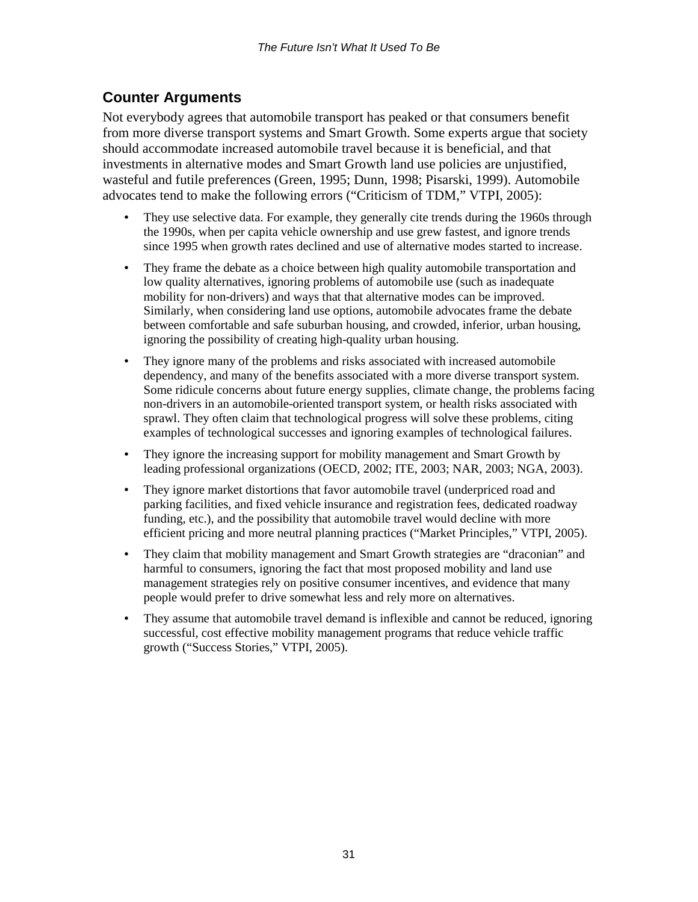## Counter Arguments

Not everybody agrees that automobile transport has peaked or that consumers benefit from more diverse transport systems and Smart Growth. Some experts argue that society should accommodate increased automobile travel because it is beneficial, and that investments in alternative modes and Smart Growth land use policies are unjustified, wasteful and futile preferences (Green, 1995; Dunn, 1998; Pisarski, 1999). Automobile advocates tend to make the following errors ("Criticism of TDM," VTPI, 2005):

- They use selective data. For example, they generally cite trends during the 1960s through the 1990s, when per capita vehicle ownership and use grew fastest, and ignore trends since 1995 when growth rates declined and use of alternative modes started to increase.
- They frame the debate as a choice between high quality automobile transportation and low quality alternatives, ignoring problems of automobile use (such as inadequate mobility for non-drivers) and ways that that alternative modes can be improved. Similarly, when considering land use options, automobile advocates frame the debate between comfortable and safe suburban housing, and crowded, inferior, urban housing, ignoring the possibility of creating high-quality urban housing.
- They ignore many of the problems and risks associated with increased automobile dependency, and many of the benefits associated with a more diverse transport system. Some ridicule concerns about future energy supplies, climate change, the problems facing non-drivers in an automobile-oriented transport system, or health risks associated with sprawl. They often claim that technological progress will solve these problems, citing examples of technological successes and ignoring examples of technological failures.
- They ignore the increasing support for mobility management and Smart Growth by leading professional organizations (OECD, 2002; ITE, 2003; NAR, 2003; NGA, 2003).
- They ignore market distortions that favor automobile travel (underpriced road and parking facilities, and fixed vehicle insurance and registration fees, dedicated roadway funding, etc.), and the possibility that automobile travel would decline with more efficient pricing and more neutral planning practices ("Market Principles," VTPI, 2005).
- They claim that mobility management and Smart Growth strategies are "draconian" and harmful to consumers, ignoring the fact that most proposed mobility and land use management strategies rely on positive consumer incentives, and evidence that many people would prefer to drive somewhat less and rely more on alternatives.
- They assume that automobile travel demand is inflexible and cannot be reduced, ignoring successful, cost effective mobility management programs that reduce vehicle traffic growth ("Success Stories," VTPI, 2005).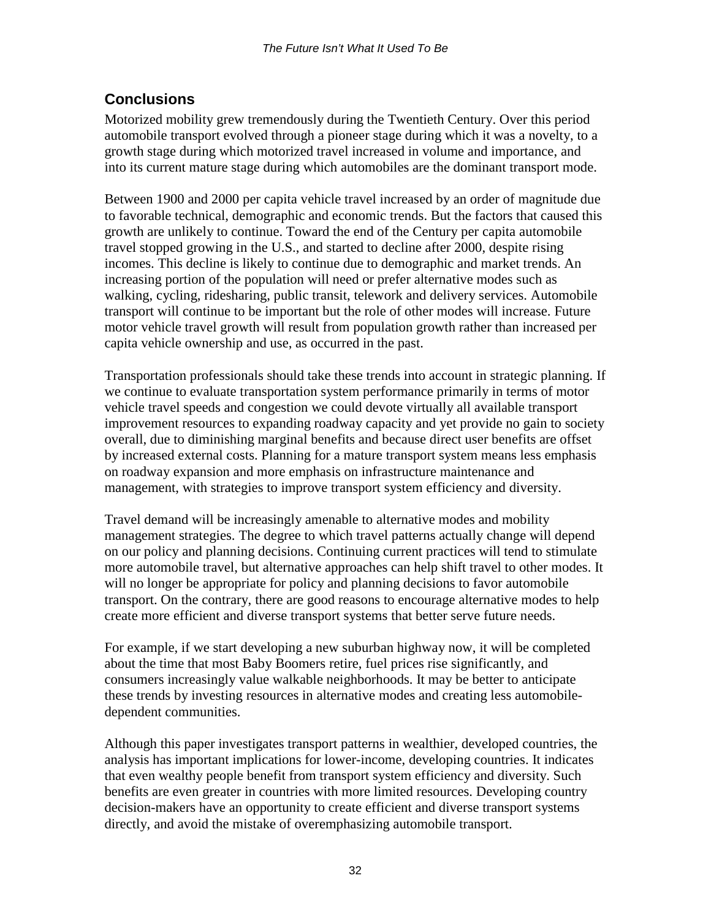## Conclusions

Motorized mobility grew tremendously during the Twentieth Century. Over this period automobile transport evolved through a pioneer stage during which it was a novelty, to a growth stage during which motorized travel increased in volume and importance, and into its current mature stage during which automobiles are the dominant transport mode.

Between 1900 and 2000 per capita vehicle travel increased by an order of magnitude due to favorable technical, demographic and economic trends. But the factors that caused this growth are unlikely to continue. Toward the end of the Century per capita automobile travel stopped growing in the U.S., and started to decline after 2000, despite rising incomes. This decline is likely to continue due to demographic and market trends. An increasing portion of the population will need or prefer alternative modes such as walking, cycling, ridesharing, public transit, telework and delivery services. Automobile transport will continue to be important but the role of other modes will increase. Future motor vehicle travel growth will result from population growth rather than increased per capita vehicle ownership and use, as occurred in the past.

Transportation professionals should take these trends into account in strategic planning. If we continue to evaluate transportation system performance primarily in terms of motor vehicle travel speeds and congestion we could devote virtually all available transport improvement resources to expanding roadway capacity and yet provide no gain to society overall, due to diminishing marginal benefits and because direct user benefits are offset by increased external costs. Planning for a mature transport system means less emphasis on roadway expansion and more emphasis on infrastructure maintenance and management, with strategies to improve transport system efficiency and diversity.

Travel demand will be increasingly amenable to alternative modes and mobility management strategies. The degree to which travel patterns actually change will depend on our policy and planning decisions. Continuing current practices will tend to stimulate more automobile travel, but alternative approaches can help shift travel to other modes. It will no longer be appropriate for policy and planning decisions to favor automobile transport. On the contrary, there are good reasons to encourage alternative modes to help create more efficient and diverse transport systems that better serve future needs.

For example, if we start developing a new suburban highway now, it will be completed about the time that most Baby Boomers retire, fuel prices rise significantly, and consumers increasingly value walkable neighborhoods. It may be better to anticipate these trends by investing resources in alternative modes and creating less automobile-dependent communities.

Although this paper investigates transport patterns in wealthier, developed countries, the analysis has important implications for lower-income, developing countries. It indicates that even wealthy people benefit from transport system efficiency and diversity. Such benefits are even greater in countries with more limited resources. Developing country decision-makers have an opportunity to create efficient and diverse transport systems directly, and avoid the mistake of overemphasizing automobile transport.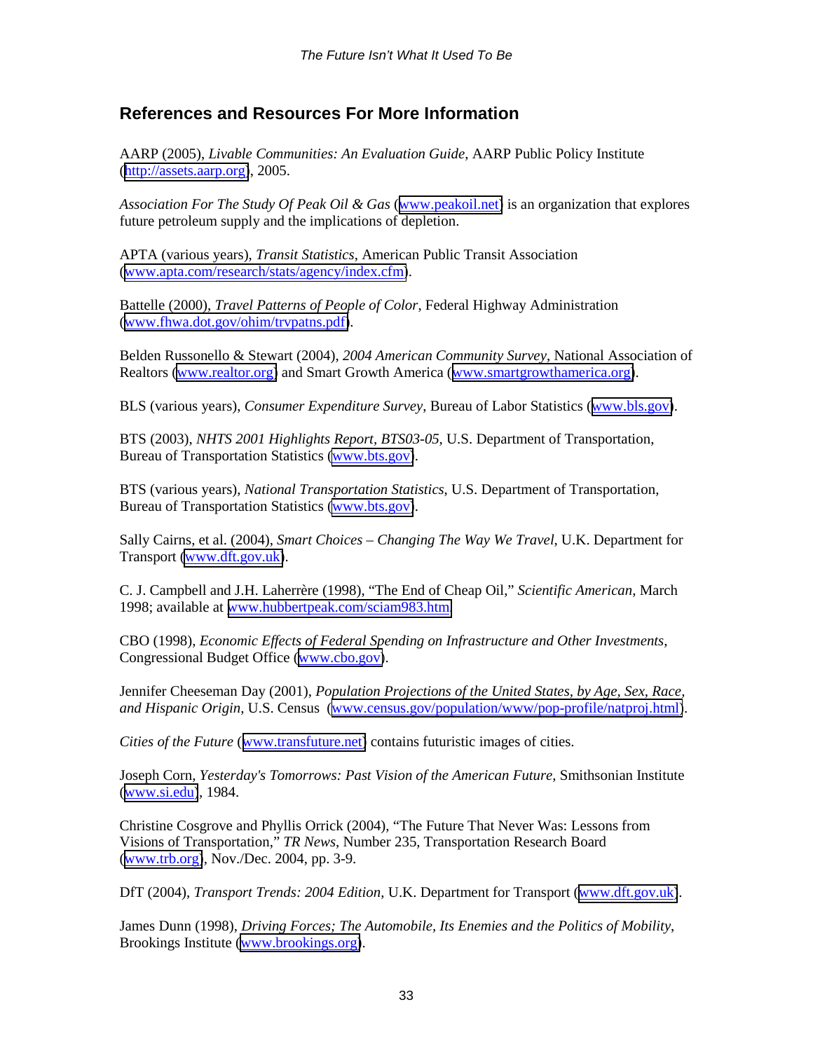## References and Resources For More Information

AARP (2005), *Livable Communities: An Evaluation Guide*, AARP Public Policy Institute (http://assets.aarp.org), 2005.

*Association For The Study Of Peak Oil & Gas* (www.peakoil.net) is an organization that explores future petroleum supply and the implications of depletion.

APTA (various years), *Transit Statistics*, American Public Transit Association (www.apta.com/research/stats/agency/index.cfm).

Battelle (2000), *Travel Patterns of People of Color*, Federal Highway Administration (www.fhwa.dot.gov/ohim/trvpatns.pdf).

Belden Russonello & Stewart (2004), *2004 American Community Survey*, National Association of Realtors (www.realtor.org) and Smart Growth America (www.smartgrowthamerica.org).

BLS (various years), *Consumer Expenditure Survey*, Bureau of Labor Statistics (www.bls.gov).

BTS (2003), *NHTS 2001 Highlights Report, BTS03-05*, U.S. Department of Transportation, Bureau of Transportation Statistics (www.bts.gov).

BTS (various years), *National Transportation Statistics*, U.S. Department of Transportation, Bureau of Transportation Statistics (www.bts.gov).

Sally Cairns, et al. (2004), *Smart Choices – Changing The Way We Travel*, U.K. Department for Transport (www.dft.gov.uk).

C. J. Campbell and J.H. Laherrère (1998), "The End of Cheap Oil," *Scientific American*, March 1998; available at www.hubbertpeak.com/sciam983.htm

CBO (1998), *Economic Effects of Federal Spending on Infrastructure and Other Investments*, Congressional Budget Office (www.cbo.gov).

Jennifer Cheeseman Day (2001), *Population Projections of the United States, by Age, Sex, Race, and Hispanic Origin*, U.S. Census (www.census.gov/population/www/pop-profile/natproj.html).

*Cities of the Future* (www.transfuture.net) contains futuristic images of cities.

Joseph Corn, *Yesterday's Tomorrows: Past Vision of the American Future,* Smithsonian Institute (www.si.edu), 1984.

Christine Cosgrove and Phyllis Orrick (2004), "The Future That Never Was: Lessons from Visions of Transportation," *TR News*, Number 235, Transportation Research Board (www.trb.org), Nov./Dec. 2004, pp. 3-9.

DfT (2004), *Transport Trends: 2004 Edition*, U.K. Department for Transport (www.dft.gov.uk).

James Dunn (1998), *Driving Forces; The Automobile, Its Enemies and the Politics of Mobility*, Brookings Institute (www.brookings.org).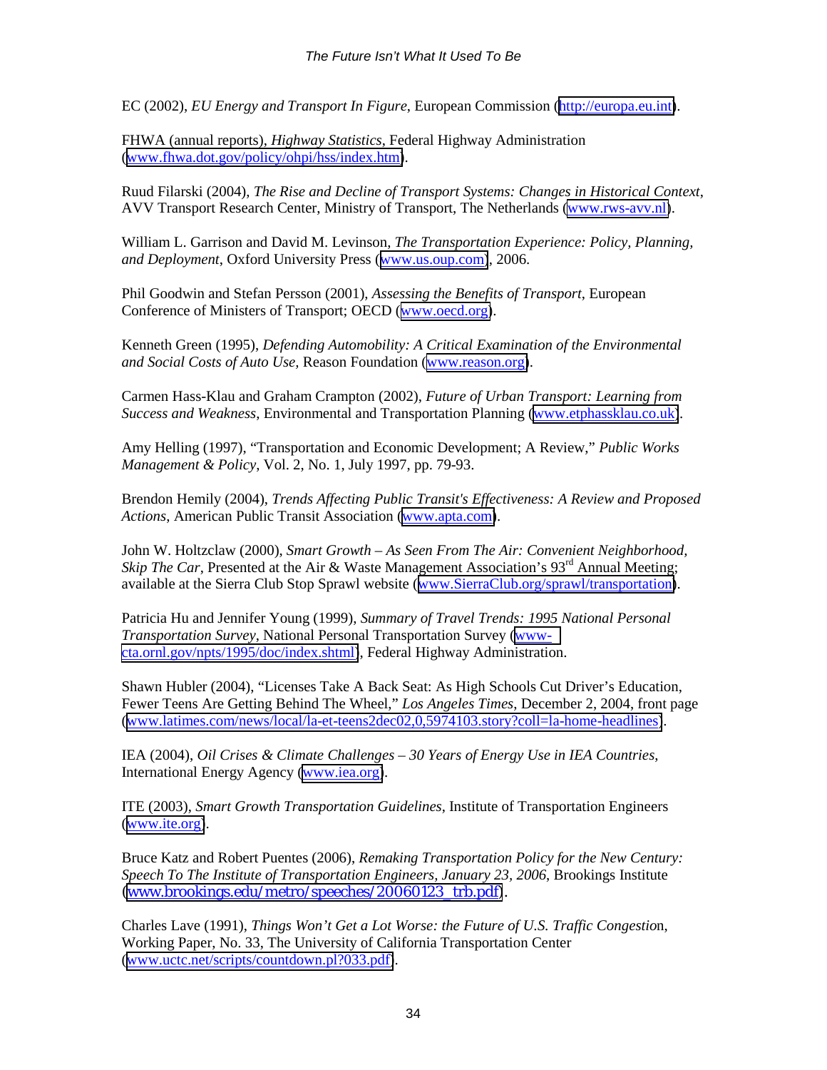EC (2002), *EU Energy and Transport In Figure*, European Commission (http://europa.eu.int).

FHWA (annual reports), *Highway Statistics*, Federal Highway Administration (www.fhwa.dot.gov/policy/ohpi/hss/index.htm).

Ruud Filarski (2004), *The Rise and Decline of Transport Systems: Changes in Historical Context*, AVV Transport Research Center, Ministry of Transport, The Netherlands (www.rws-avv.nl).

William L. Garrison and David M. Levinson, *The Transportation Experience: Policy, Planning, and Deployment*, Oxford University Press (www.us.oup.com), 2006.

Phil Goodwin and Stefan Persson (2001), *Assessing the Benefits of Transport*, European Conference of Ministers of Transport; OECD (www.oecd.org).

Kenneth Green (1995), *Defending Automobility: A Critical Examination of the Environmental and Social Costs of Auto Use*, Reason Foundation (www.reason.org).

Carmen Hass-Klau and Graham Crampton (2002), *Future of Urban Transport: Learning from Success and Weakness*, Environmental and Transportation Planning (www.etphassklau.co.uk).

Amy Helling (1997), "Transportation and Economic Development; A Review," *Public Works Management & Policy*, Vol. 2, No. 1, July 1997, pp. 79-93.

Brendon Hemily (2004), *Trends Affecting Public Transit's Effectiveness: A Review and Proposed Actions*, American Public Transit Association (www.apta.com).

John W. Holtzclaw (2000), *Smart Growth – As Seen From The Air: Convenient Neighborhood, Skip The Car*, Presented at the Air & Waste Management Association's 93rd Annual Meeting; available at the Sierra Club Stop Sprawl website (www.SierraClub.org/sprawl/transportation).

Patricia Hu and Jennifer Young (1999), *Summary of Travel Trends: 1995 National Personal Transportation Survey*, National Personal Transportation Survey (www-cta.ornl.gov/npts/1995/doc/index.shtml), Federal Highway Administration.

Shawn Hubler (2004), "Licenses Take A Back Seat: As High Schools Cut Driver's Education, Fewer Teens Are Getting Behind The Wheel," *Los Angeles Times*, December 2, 2004, front page (www.latimes.com/news/local/la-et-teens2dec02,0,5974103.story?coll=la-home-headlines).

IEA (2004), *Oil Crises & Climate Challenges – 30 Years of Energy Use in IEA Countries*, International Energy Agency (www.iea.org).

ITE (2003), *Smart Growth Transportation Guidelines*, Institute of Transportation Engineers (www.ite.org).

Bruce Katz and Robert Puentes (2006), *Remaking Transportation Policy for the New Century: Speech To The Institute of Transportation Engineers, January 23, 2006*, Brookings Institute (www.brookings.edu/metro/speeches/20060123_trb.pdf).

Charles Lave (1991), *Things Won't Get a Lot Worse: the Future of U.S. Traffic Congestion*, Working Paper, No. 33, The University of California Transportation Center (www.uctc.net/scripts/countdown.pl?033.pdf).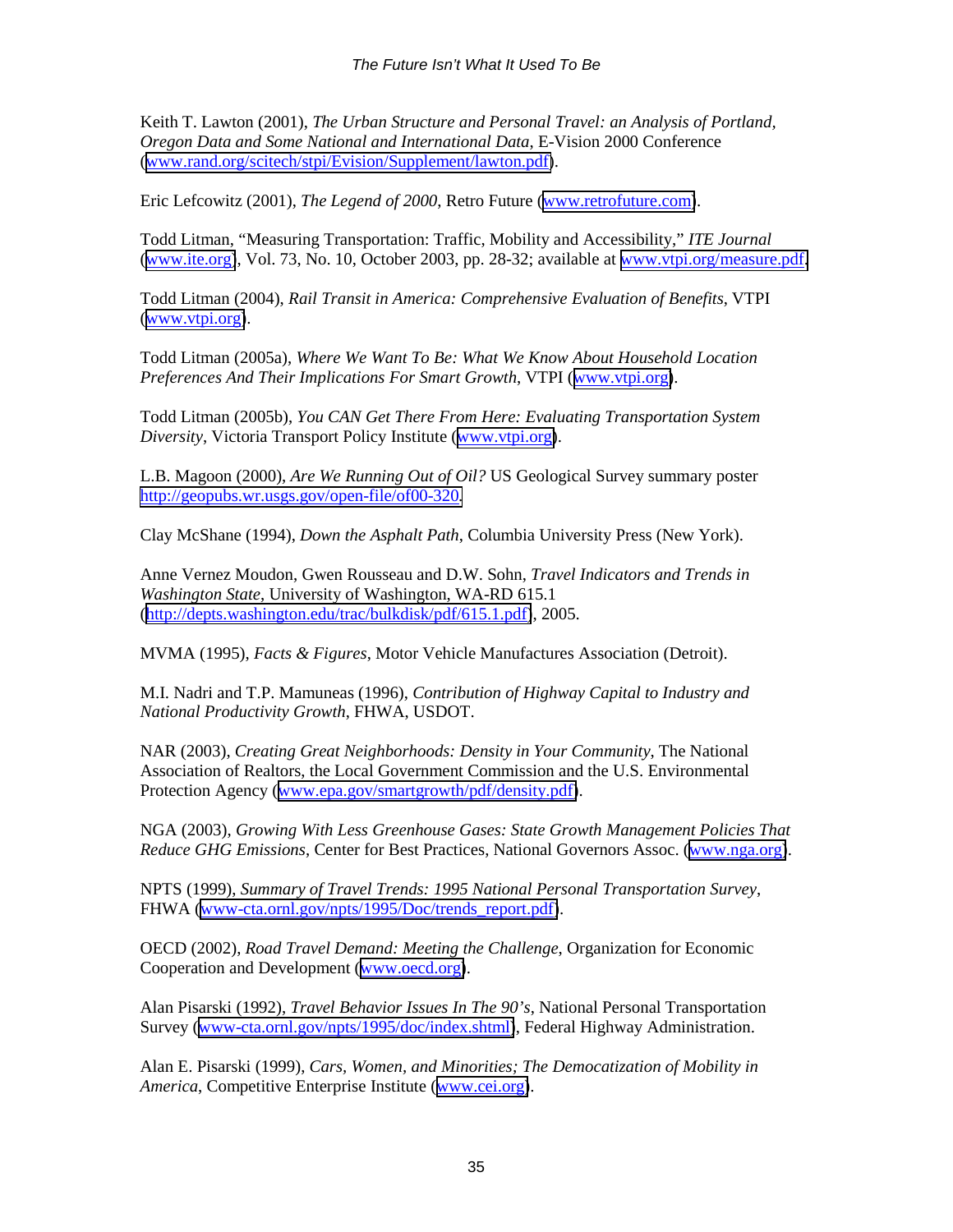Keith T. Lawton (2001), *The Urban Structure and Personal Travel: an Analysis of Portland, Oregon Data and Some National and International Data*, E-Vision 2000 Conference (www.rand.org/scitech/stpi/Evision/Supplement/lawton.pdf).

Eric Lefcowitz (2001), *The Legend of 2000*, Retro Future (www.retrofuture.com).

Todd Litman, "Measuring Transportation: Traffic, Mobility and Accessibility," *ITE Journal* (www.ite.org), Vol. 73, No. 10, October 2003, pp. 28-32; available at www.vtpi.org/measure.pdf.

Todd Litman (2004), *Rail Transit in America: Comprehensive Evaluation of Benefits*, VTPI (www.vtpi.org).

Todd Litman (2005a), *Where We Want To Be: What We Know About Household Location Preferences And Their Implications For Smart Growth*, VTPI (www.vtpi.org).

Todd Litman (2005b), *You CAN Get There From Here: Evaluating Transportation System Diversity*, Victoria Transport Policy Institute (www.vtpi.org).

L.B. Magoon (2000), *Are We Running Out of Oil?* US Geological Survey summary poster http://geopubs.wr.usgs.gov/open-file/of00-320.

Clay McShane (1994), *Down the Asphalt Path*, Columbia University Press (New York).

Anne Vernez Moudon, Gwen Rousseau and D.W. Sohn, *Travel Indicators and Trends in Washington State*, University of Washington, WA-RD 615.1 (http://depts.washington.edu/trac/bulkdisk/pdf/615.1.pdf), 2005.

MVMA (1995), *Facts & Figures*, Motor Vehicle Manufactures Association (Detroit).

M.I. Nadri and T.P. Mamuneas (1996), *Contribution of Highway Capital to Industry and National Productivity Growth*, FHWA, USDOT.

NAR (2003), *Creating Great Neighborhoods: Density in Your Community*, The National Association of Realtors, the Local Government Commission and the U.S. Environmental Protection Agency (www.epa.gov/smartgrowth/pdf/density.pdf).

NGA (2003), *Growing With Less Greenhouse Gases: State Growth Management Policies That Reduce GHG Emissions*, Center for Best Practices, National Governors Assoc. (www.nga.org).

NPTS (1999), *Summary of Travel Trends: 1995 National Personal Transportation Survey*, FHWA (www-cta.ornl.gov/npts/1995/Doc/trends_report.pdf).

OECD (2002), *Road Travel Demand: Meeting the Challenge*, Organization for Economic Cooperation and Development (www.oecd.org).

Alan Pisarski (1992), *Travel Behavior Issues In The 90's*, National Personal Transportation Survey (www-cta.ornl.gov/npts/1995/doc/index.shtml), Federal Highway Administration.

Alan E. Pisarski (1999), *Cars, Women, and Minorities; The Democatization of Mobility in America*, Competitive Enterprise Institute (www.cei.org).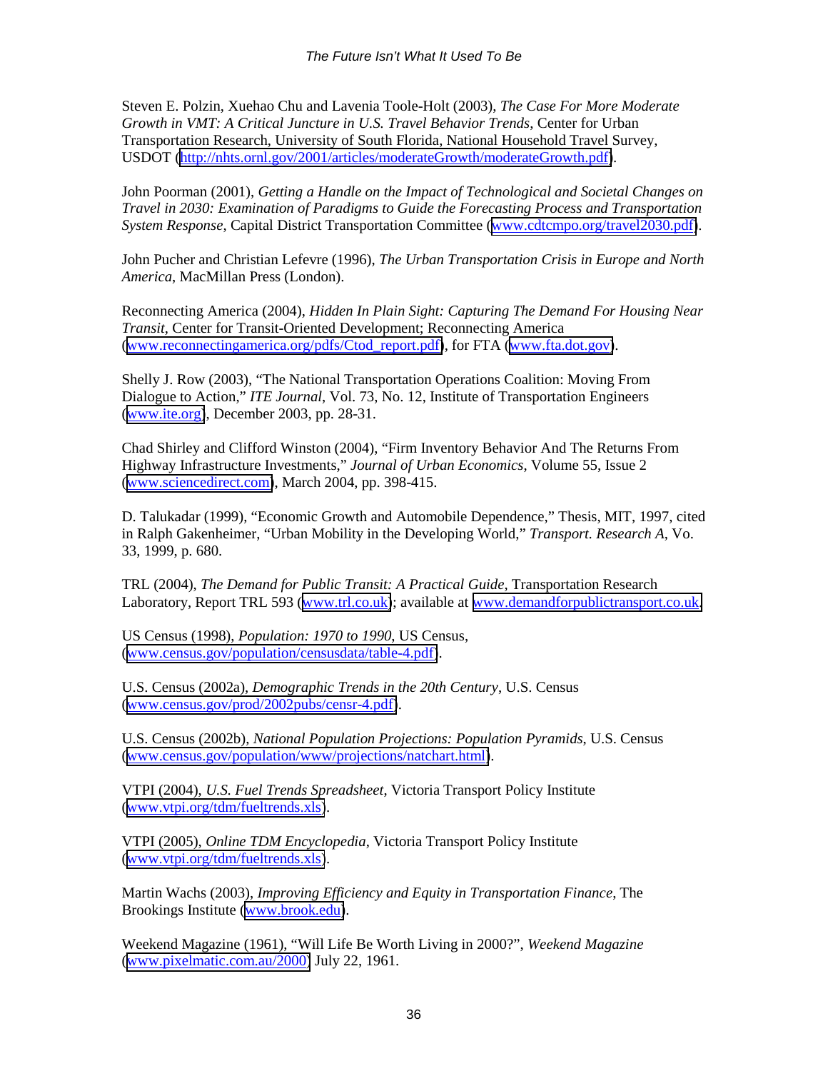Steven E. Polzin, Xuehao Chu and Lavenia Toole-Holt (2003), *The Case For More Moderate Growth in VMT: A Critical Juncture in U.S. Travel Behavior Trends*, Center for Urban Transportation Research, University of South Florida, National Household Travel Survey, USDOT (http://nhts.ornl.gov/2001/articles/moderateGrowth/moderateGrowth.pdf).

John Poorman (2001), *Getting a Handle on the Impact of Technological and Societal Changes on Travel in 2030: Examination of Paradigms to Guide the Forecasting Process and Transportation System Response*, Capital District Transportation Committee (www.cdtcmpo.org/travel2030.pdf).

John Pucher and Christian Lefevre (1996), *The Urban Transportation Crisis in Europe and North America*, MacMillan Press (London).

Reconnecting America (2004), *Hidden In Plain Sight: Capturing The Demand For Housing Near Transit*, Center for Transit-Oriented Development; Reconnecting America (www.reconnectingamerica.org/pdfs/Ctod_report.pdf), for FTA (www.fta.dot.gov).

Shelly J. Row (2003), "The National Transportation Operations Coalition: Moving From Dialogue to Action," *ITE Journal*, Vol. 73, No. 12, Institute of Transportation Engineers (www.ite.org), December 2003, pp. 28-31.

Chad Shirley and Clifford Winston (2004), "Firm Inventory Behavior And The Returns From Highway Infrastructure Investments," *Journal of Urban Economics*, Volume 55, Issue 2 (www.sciencedirect.com), March 2004, pp. 398-415.

D. Talukadar (1999), "Economic Growth and Automobile Dependence," Thesis, MIT, 1997, cited in Ralph Gakenheimer, "Urban Mobility in the Developing World," *Transport. Research A*, Vo. 33, 1999, p. 680.

TRL (2004), *The Demand for Public Transit: A Practical Guide*, Transportation Research Laboratory, Report TRL 593 (www.trl.co.uk); available at www.demandforpublictransport.co.uk.

US Census (1998), *Population: 1970 to 1990*, US Census, (www.census.gov/population/censusdata/table-4.pdf).

U.S. Census (2002a), *Demographic Trends in the 20th Century*, U.S. Census (www.census.gov/prod/2002pubs/censr-4.pdf).

U.S. Census (2002b), *National Population Projections: Population Pyramids*, U.S. Census (www.census.gov/population/www/projections/natchart.html).

VTPI (2004), *U.S. Fuel Trends Spreadsheet*, Victoria Transport Policy Institute (www.vtpi.org/tdm/fueltrends.xls).

VTPI (2005), *Online TDM Encyclopedia*, Victoria Transport Policy Institute (www.vtpi.org/tdm/fueltrends.xls).

Martin Wachs (2003), *Improving Efficiency and Equity in Transportation Finance*, The Brookings Institute (www.brook.edu).

Weekend Magazine (1961), "Will Life Be Worth Living in 2000?", *Weekend Magazine* (www.pixelmatic.com.au/2000) July 22, 1961.